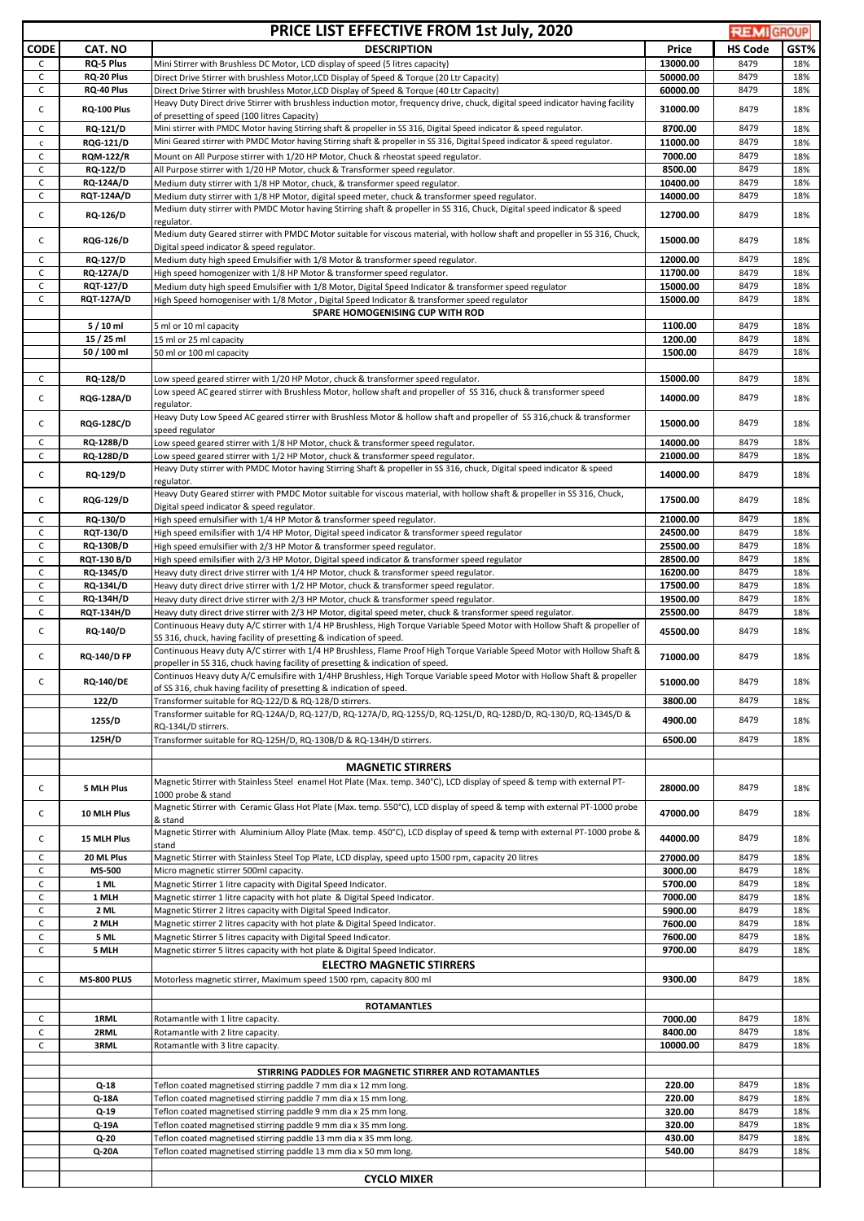# PRICE LIST EFFECTIVE FROM 1st July, 2020

REMI GROUP

| CODE | CAT. NO | DESCRIPTION | Price | HS Code | GST% |
|---|---|---|---|---|---|
| C | RQ-5 Plus | Mini Stirrer with Brushless DC Motor, LCD display of speed (5 litres capacity) | 13000.00 | 8479 | 18% |
| C | RQ-20 Plus | Direct Drive Stirrer with brushless Motor,LCD Display of Speed & Torque (20 Ltr Capacity) | 50000.00 | 8479 | 18% |
| C | RQ-40 Plus | Direct Drive Stirrer with brushless Motor,LCD Display of Speed & Torque (40 Ltr Capacity) | 60000.00 | 8479 | 18% |
| C | RQ-100 Plus | Heavy Duty Direct drive Stirrer with brushless induction motor, frequency drive, chuck, digital speed indicator having facility of presetting of speed (100 litres Capacity) | 31000.00 | 8479 | 18% |
| C | RQ-121/D | Mini stirrer with PMDC Motor having Stirring shaft & propeller in SS 316, Digital Speed indicator & speed regulator. | 8700.00 | 8479 | 18% |
| c | RQG-121/D | Mini Geared stirrer with PMDC Motor having Stirring shaft & propeller in SS 316, Digital Speed indicator & speed regulator. | 11000.00 | 8479 | 18% |
| C | RQM-122/R | Mount on All Purpose stirrer with 1/20 HP Motor, Chuck & rheostat speed regulator. | 7000.00 | 8479 | 18% |
| C | RQ-122/D | All Purpose stirrer with 1/20 HP Motor, chuck & Transformer speed regulator. | 8500.00 | 8479 | 18% |
| C | RQ-124A/D | Medium duty stirrer with 1/8 HP Motor, chuck, & transformer speed regulator. | 10400.00 | 8479 | 18% |
| C | RQT-124A/D | Medium duty stirrer with 1/8 HP Motor, digital speed meter, chuck & transformer speed regulator. | 14000.00 | 8479 | 18% |
| C | RQ-126/D | Medium duty stirrer with PMDC Motor having Stirring shaft & propeller in SS 316, Chuck, Digital speed indicator & speed regulator. | 12700.00 | 8479 | 18% |
| C | RQG-126/D | Medium duty Geared stirrer with PMDC Motor suitable for viscous material, with hollow shaft and propeller in SS 316, Chuck, Digital speed indicator & speed regulator. | 15000.00 | 8479 | 18% |
| C | RQ-127/D | Medium duty high speed Emulsifier with 1/8 Motor & transformer speed regulator. | 12000.00 | 8479 | 18% |
| C | RQ-127A/D | High speed homogenizer with 1/8 HP Motor & transformer speed regulator. | 11700.00 | 8479 | 18% |
| C | RQT-127/D | Medium duty high speed Emulsifier with 1/8 Motor, Digital Speed Indicator & transformer speed regulator | 15000.00 | 8479 | 18% |
| C | RQT-127A/D | High Speed homogeniser with 1/8 Motor , Digital Speed Indicator & transformer speed regulator | 15000.00 | 8479 | 18% |
| | | **SPARE HOMOGENISING CUP WITH ROD** | | | |
| | 5 / 10 ml | 5 ml or 10 ml capacity | 1100.00 | 8479 | 18% |
| | 15 / 25 ml | 15 ml or 25 ml capacity | 1200.00 | 8479 | 18% |
| | 50 / 100 ml | 50 ml or 100 ml capacity | 1500.00 | 8479 | 18% |
| | | | | | |
| C | RQ-128/D | Low speed geared stirrer with 1/20 HP Motor, chuck & transformer speed regulator. | 15000.00 | 8479 | 18% |
| C | RQG-128A/D | Low speed AC geared stirrer with Brushless Motor, hollow shaft and propeller of SS 316, chuck & transformer speed regulator. | 14000.00 | 8479 | 18% |
| C | RQG-128C/D | Heavy Duty Low Speed AC geared stirrer with Brushless Motor & hollow shaft and propeller of SS 316,chuck & transformer speed regulator | 15000.00 | 8479 | 18% |
| C | RQ-128B/D | Low speed geared stirrer with 1/8 HP Motor, chuck & transformer speed regulator. | 14000.00 | 8479 | 18% |
| C | RQ-128D/D | Low speed geared stirrer with 1/2 HP Motor, chuck & transformer speed regulator. | 21000.00 | 8479 | 18% |
| C | RQ-129/D | Heavy Duty stirrer with PMDC Motor having Stirring Shaft & propeller in SS 316, chuck, Digital speed indicator & speed regulator. | 14000.00 | 8479 | 18% |
| C | RQG-129/D | Heavy Duty Geared stirrer with PMDC Motor suitable for viscous material, with hollow shaft & propeller in SS 316, Chuck, Digital speed indicator & speed regulator. | 17500.00 | 8479 | 18% |
| C | RQ-130/D | High speed emulsifier with 1/4 HP Motor & transformer speed regulator. | 21000.00 | 8479 | 18% |
| C | RQT-130/D | High speed emilsifier with 1/4 HP Motor, Digital speed indicator & transformer speed regulator | 24500.00 | 8479 | 18% |
| C | RQ-130B/D | High speed emulsifier with 2/3 HP Motor & transformer speed regulator. | 25500.00 | 8479 | 18% |
| C | RQT-130 B/D | High speed emilsifier with 2/3 HP Motor, Digital speed indicator & transformer speed regulator | 28500.00 | 8479 | 18% |
| C | RQ-134S/D | Heavy duty direct drive stirrer with 1/4 HP Motor, chuck & transformer speed regulator. | 16200.00 | 8479 | 18% |
| C | RQ-134L/D | Heavy duty direct drive stirrer with 1/2 HP Motor, chuck & transformer speed regulator. | 17500.00 | 8479 | 18% |
| C | RQ-134H/D | Heavy duty direct drive stirrer with 2/3 HP Motor, chuck & transformer speed regulator. | 19500.00 | 8479 | 18% |
| C | RQT-134H/D | Heavy duty direct drive stirrer with 2/3 HP Motor, digital speed meter, chuck & transformer speed regulator. | 25500.00 | 8479 | 18% |
| C | RQ-140/D | Continuous Heavy duty A/C stirrer with 1/4 HP Brushless, High Torque Variable Speed Motor with Hollow Shaft & propeller of SS 316, chuck, having facility of presetting & indication of speed. | 45500.00 | 8479 | 18% |
| C | RQ-140/D FP | Continuous Heavy duty A/C stirrer with 1/4 HP Brushless, Flame Proof High Torque Variable Speed Motor with Hollow Shaft & propeller in SS 316, chuck having facility of presetting & indication of speed. | 71000.00 | 8479 | 18% |
| C | RQ-140/DE | Continuos Heavy duty A/C emulsifire with 1/4HP Brushless, High Torque Variable speed Motor with Hollow Shaft & propeller of SS 316, chuk having facility of presetting & indication of speed. | 51000.00 | 8479 | 18% |
| | 122/D | Transformer suitable for RQ-122/D & RQ-128/D stirrers. | 3800.00 | 8479 | 18% |
| | 125S/D | Transformer suitable for RQ-124A/D, RQ-127/D, RQ-127A/D, RQ-125S/D, RQ-125L/D, RQ-128D/D, RQ-130/D, RQ-134S/D & RQ-134L/D stirrers. | 4900.00 | 8479 | 18% |
| | 125H/D | Transformer suitable for RQ-125H/D, RQ-130B/D & RQ-134H/D stirrers. | 6500.00 | 8479 | 18% |
| | | | | | |
| | | **MAGNETIC STIRRERS** | | | |
| C | 5 MLH Plus | Magnetic Stirrer with Stainless Steel enamel Hot Plate (Max. temp. 340°C), LCD display of speed & temp with external PT-1000 probe & stand | 28000.00 | 8479 | 18% |
| C | 10 MLH Plus | Magnetic Stirrer with Ceramic Glass Hot Plate (Max. temp. 550°C), LCD display of speed & temp with external PT-1000 probe & stand | 47000.00 | 8479 | 18% |
| C | 15 MLH Plus | Magnetic Stirrer with Aluminium Alloy Plate (Max. temp. 450°C), LCD display of speed & temp with external PT-1000 probe & stand | 44000.00 | 8479 | 18% |
| C | 20 ML Plus | Magnetic Stirrer with Stainless Steel Top Plate, LCD display, speed upto 1500 rpm, capacity 20 litres | 27000.00 | 8479 | 18% |
| C | MS-500 | Micro magnetic stirrer 500ml capacity. | 3000.00 | 8479 | 18% |
| C | 1 ML | Magnetic Stirrer 1 litre capacity with Digital Speed Indicator. | 5700.00 | 8479 | 18% |
| C | 1 MLH | Magnetic stirrer 1 litre capacity with hot plate & Digital Speed Indicator. | 7000.00 | 8479 | 18% |
| C | 2 ML | Magnetic Stirrer 2 litres capacity with Digital Speed Indicator. | 5900.00 | 8479 | 18% |
| C | 2 MLH | Magnetic stirrer 2 litres capacity with hot plate & Digital Speed Indicator. | 7600.00 | 8479 | 18% |
| C | 5 ML | Magnetic Stirrer 5 litres capacity with Digital Speed Indicator. | 7600.00 | 8479 | 18% |
| C | 5 MLH | Magnetic stirrer 5 litres capacity with hot plate & Digital Speed Indicator. | 9700.00 | 8479 | 18% |
| | | **ELECTRO MAGNETIC STIRRERS** | | | |
| C | MS-800 PLUS | Motorless magnetic stirrer, Maximum speed 1500 rpm, capacity 800 ml | 9300.00 | 8479 | 18% |
| | | | | | |
| | | **ROTAMANTLES** | | | |
| C | 1RML | Rotamantle with 1 litre capacity. | 7000.00 | 8479 | 18% |
| C | 2RML | Rotamantle with 2 litre capacity. | 8400.00 | 8479 | 18% |
| C | 3RML | Rotamantle with 3 litre capacity. | 10000.00 | 8479 | 18% |
| | | | | | |
| | | **STIRRING PADDLES FOR MAGNETIC STIRRER AND ROTAMANTLES** | | | |
| | Q-18 | Teflon coated magnetised stirring paddle 7 mm dia x 12 mm long. | 220.00 | 8479 | 18% |
| | Q-18A | Teflon coated magnetised stirring paddle 7 mm dia x 15 mm long. | 220.00 | 8479 | 18% |
| | Q-19 | Teflon coated magnetised stirring paddle 9 mm dia x 25 mm long. | 320.00 | 8479 | 18% |
| | Q-19A | Teflon coated magnetised stirring paddle 9 mm dia x 35 mm long. | 320.00 | 8479 | 18% |
| | Q-20 | Teflon coated magnetised stirring paddle 13 mm dia x 35 mm long. | 430.00 | 8479 | 18% |
| | Q-20A | Teflon coated magnetised stirring paddle 13 mm dia x 50 mm long. | 540.00 | 8479 | 18% |
| | | | | | |
| | | **CYCLO MIXER** | | | |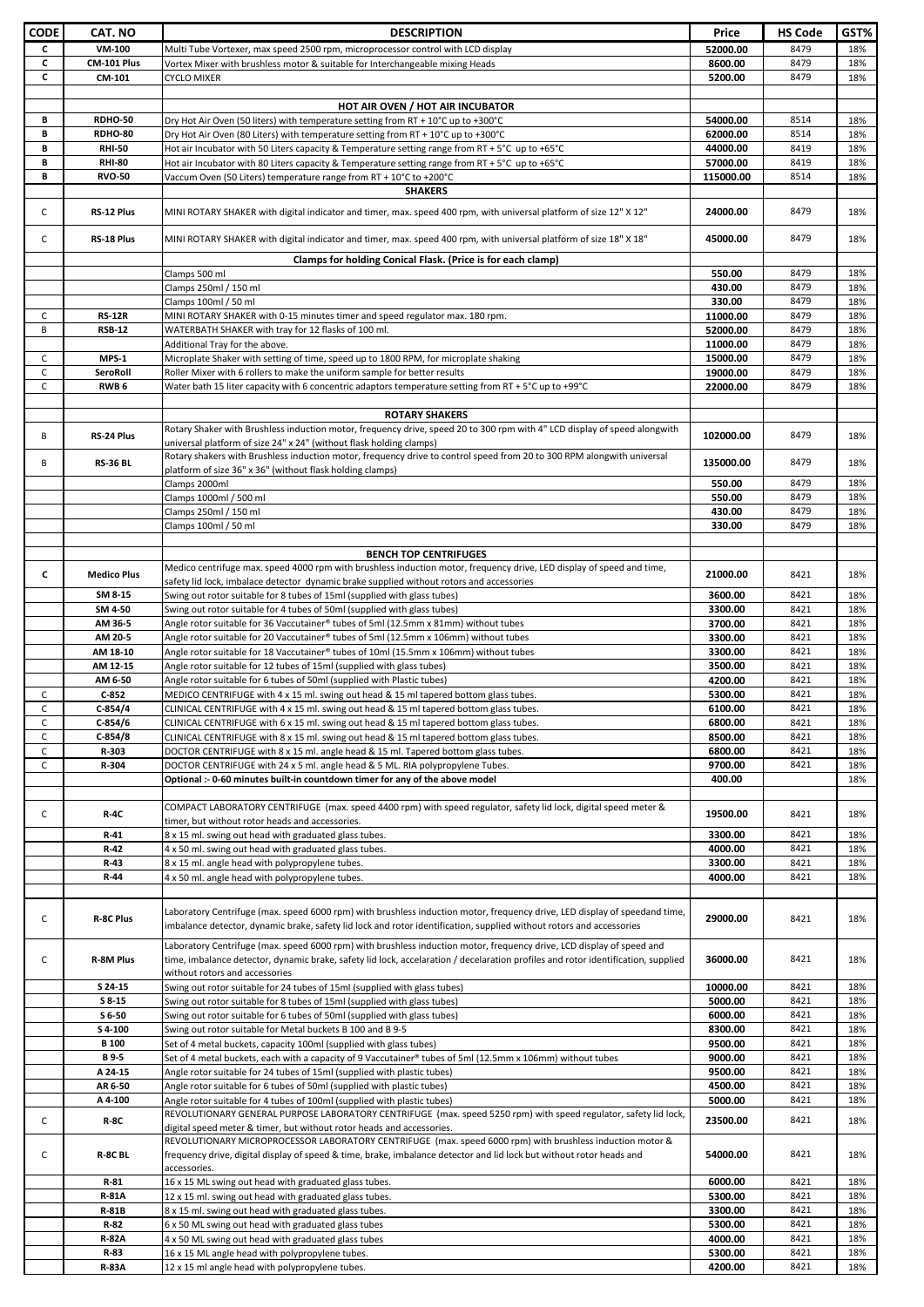| CODE | CAT. NO | DESCRIPTION | Price | HS Code | GST% |
|---|---|---|---|---|---|
| C | VM-100 | Multi Tube Vortexer, max speed 2500 rpm, microprocessor control with LCD display | 52000.00 | 8479 | 18% |
| C | CM-101 Plus | Vortex Mixer with brushless motor & suitable for Interchangeable mixing Heads | 8600.00 | 8479 | 18% |
| C | CM-101 | CYCLO MIXER | 5200.00 | 8479 | 18% |
| | | | | | |
| | | **HOT AIR OVEN / HOT AIR INCUBATOR** | | | |
| B | RDHO-50 | Dry Hot Air Oven (50 liters) with temperature setting from RT + 10°C up to +300°C | 54000.00 | 8514 | 18% |
| B | RDHO-80 | Dry Hot Air Oven (80 Liters) with temperature setting from RT + 10°C up to +300°C | 62000.00 | 8514 | 18% |
| B | RHI-50 | Hot air Incubator with 50 Liters capacity & Temperature setting range from RT + 5°C up to +65°C | 44000.00 | 8419 | 18% |
| B | RHI-80 | Hot air Incubator with 80 Liters capacity & Temperature setting range from RT + 5°C up to +65°C | 57000.00 | 8419 | 18% |
| B | RVO-50 | Vaccum Oven (50 Liters) temperature range from RT + 10°C to +200°C | 115000.00 | 8514 | 18% |
| | | **SHAKERS** | | | |
| C | RS-12 Plus | MINI ROTARY SHAKER with digital indicator and timer, max. speed 400 rpm, with universal platform of size 12" X 12" | 24000.00 | 8479 | 18% |
| C | RS-18 Plus | MINI ROTARY SHAKER with digital indicator and timer, max. speed 400 rpm, with universal platform of size 18" X 18" | 45000.00 | 8479 | 18% |
| | | **Clamps for holding Conical Flask. (Price is for each clamp)** | | | |
| | | Clamps 500 ml | 550.00 | 8479 | 18% |
| | | Clamps 250ml / 150 ml | 430.00 | 8479 | 18% |
| | | Clamps 100ml / 50 ml | 330.00 | 8479 | 18% |
| C | RS-12R | MINI ROTARY SHAKER with 0-15 minutes timer and speed regulator max. 180 rpm. | 11000.00 | 8479 | 18% |
| B | RSB-12 | WATERBATH SHAKER with tray for 12 flasks of 100 ml. | 52000.00 | 8479 | 18% |
| | | Additional Tray for the above. | 11000.00 | 8479 | 18% |
| C | MPS-1 | Microplate Shaker with setting of time, speed up to 1800 RPM, for microplate shaking | 15000.00 | 8479 | 18% |
| C | SeroRoll | Roller Mixer with 6 rollers to make the uniform sample for better results | 19000.00 | 8479 | 18% |
| C | RWB 6 | Water bath 15 liter capacity with 6 concentric adaptors temperature setting from RT + 5°C up to +99°C | 22000.00 | 8479 | 18% |
| | | | | | |
| | | **ROTARY SHAKERS** | | | |
| B | RS-24 Plus | Rotary Shaker with Brushless induction motor, frequency drive, speed 20 to 300 rpm with 4" LCD display of speed alongwith universal platform of size 24" x 24" (without flask holding clamps) | 102000.00 | 8479 | 18% |
| B | RS-36 BL | Rotary shakers with Brushless induction motor, frequency drive to control speed from 20 to 300 RPM alongwith universal platform of size 36" x 36" (without flask holding clamps) | 135000.00 | 8479 | 18% |
| | | Clamps 2000ml | 550.00 | 8479 | 18% |
| | | Clamps 1000ml / 500 ml | 550.00 | 8479 | 18% |
| | | Clamps 250ml / 150 ml | 430.00 | 8479 | 18% |
| | | Clamps 100ml / 50 ml | 330.00 | 8479 | 18% |
| | | | | | |
| | | **BENCH TOP CENTRIFUGES** | | | |
| C | Medico Plus | Medico centrifuge max. speed 4000 rpm with brushless induction motor, frequency drive, LED display of speed and time, safety lid lock, imbalace detector dynamic brake supplied without rotors and accessories | 21000.00 | 8421 | 18% |
| | SM 8-15 | Swing out rotor suitable for 8 tubes of 15ml (supplied with glass tubes) | 3600.00 | 8421 | 18% |
| | SM 4-50 | Swing out rotor suitable for 4 tubes of 50ml (supplied with glass tubes) | 3300.00 | 8421 | 18% |
| | AM 36-5 | Angle rotor suitable for 36 Vaccutainer® tubes of 5ml (12.5mm x 81mm) without tubes | 3700.00 | 8421 | 18% |
| | AM 20-5 | Angle rotor suitable for 20 Vaccutainer® tubes of 5ml (12.5mm x 106mm) without tubes | 3300.00 | 8421 | 18% |
| | AM 18-10 | Angle rotor suitable for 18 Vaccutainer® tubes of 10ml (15.5mm x 106mm) without tubes | 3300.00 | 8421 | 18% |
| | AM 12-15 | Angle rotor suitable for 12 tubes of 15ml (supplied with glass tubes) | 3500.00 | 8421 | 18% |
| | AM 6-50 | Angle rotor suitable for 6 tubes of 50ml (supplied with Plastic tubes) | 4200.00 | 8421 | 18% |
| C | C-852 | MEDICO CENTRIFUGE with 4 x 15 ml. swing out head & 15 ml tapered bottom glass tubes. | 5300.00 | 8421 | 18% |
| C | C-854/4 | CLINICAL CENTRIFUGE with 4 x 15 ml. swing out head & 15 ml tapered bottom glass tubes. | 6100.00 | 8421 | 18% |
| C | C-854/6 | CLINICAL CENTRIFUGE with 6 x 15 ml. swing out head & 15 ml tapered bottom glass tubes. | 6800.00 | 8421 | 18% |
| C | C-854/8 | CLINICAL CENTRIFUGE with 8 x 15 ml. swing out head & 15 ml tapered bottom glass tubes. | 8500.00 | 8421 | 18% |
| C | R-303 | DOCTOR CENTRIFUGE with 8 x 15 ml. angle head & 15 ml. Tapered bottom glass tubes. | 6800.00 | 8421 | 18% |
| C | R-304 | DOCTOR CENTRIFUGE with 24 x 5 ml. angle head & 5 ML. RIA polypropylene Tubes. | 9700.00 | 8421 | 18% |
| | | **Optional :- 0-60 minutes built-in countdown timer for any of the above model** | 400.00 | | 18% |
| | | | | | |
| C | R-4C | COMPACT LABORATORY CENTRIFUGE (max. speed 4400 rpm) with speed regulator, safety lid lock, digital speed meter & timer, but without rotor heads and accessories. | 19500.00 | 8421 | 18% |
| | R-41 | 8 x 15 ml. swing out head with graduated glass tubes. | 3300.00 | 8421 | 18% |
| | R-42 | 4 x 50 ml. swing out head with graduated glass tubes. | 4000.00 | 8421 | 18% |
| | R-43 | 8 x 15 ml. angle head with polypropylene tubes. | 3300.00 | 8421 | 18% |
| | R-44 | 4 x 50 ml. angle head with polypropylene tubes. | 4000.00 | 8421 | 18% |
| | | | | | |
| C | R-8C Plus | Laboratory Centrifuge (max. speed 6000 rpm) with brushless induction motor, frequency drive, LED display of speedand time, imbalance detector, dynamic brake, safety lid lock and rotor identification, supplied without rotors and accessories | 29000.00 | 8421 | 18% |
| C | R-8M Plus | Laboratory Centrifuge (max. speed 6000 rpm) with brushless induction motor, frequency drive, LCD display of speed and time, imbalance detector, dynamic brake, safety lid lock, accelaration / decelaration profiles and rotor identification, supplied without rotors and accessories | 36000.00 | 8421 | 18% |
| | S 24-15 | Swing out rotor suitable for 24 tubes of 15ml (supplied with glass tubes) | 10000.00 | 8421 | 18% |
| | S 8-15 | Swing out rotor suitable for 8 tubes of 15ml (supplied with glass tubes) | 5000.00 | 8421 | 18% |
| | S 6-50 | Swing out rotor suitable for 6 tubes of 50ml (supplied with glass tubes) | 6000.00 | 8421 | 18% |
| | S 4-100 | Swing out rotor suitable for Metal buckets B 100 and B 9-5 | 8300.00 | 8421 | 18% |
| | B 100 | Set of 4 metal buckets, capacity 100ml (supplied with glass tubes) | 9500.00 | 8421 | 18% |
| | B 9-5 | Set of 4 metal buckets, each with a capacity of 9 Vaccutainer® tubes of 5ml (12.5mm x 106mm) without tubes | 9000.00 | 8421 | 18% |
| | A 24-15 | Angle rotor suitable for 24 tubes of 15ml (supplied with plastic tubes) | 9500.00 | 8421 | 18% |
| | AR 6-50 | Angle rotor suitable for 6 tubes of 50ml (supplied with plastic tubes) | 4500.00 | 8421 | 18% |
| | A 4-100 | Angle rotor suitable for 4 tubes of 100ml (supplied with plastic tubes) | 5000.00 | 8421 | 18% |
| C | R-8C | REVOLUTIONARY GENERAL PURPOSE LABORATORY CENTRIFUGE (max. speed 5250 rpm) with speed regulator, safety lid lock, digital speed meter & timer, but without rotor heads and accessories. | 23500.00 | 8421 | 18% |
| C | R-8C BL | REVOLUTIONARY MICROPROCESSOR LABORATORY CENTRIFUGE (max. speed 6000 rpm) with brushless induction motor & frequency drive, digital display of speed & time, brake, imbalance detector and lid lock but without rotor heads and accessories. | 54000.00 | 8421 | 18% |
| | R-81 | 16 x 15 ML swing out head with graduated glass tubes. | 6000.00 | 8421 | 18% |
| | R-81A | 12 x 15 ml. swing out head with graduated glass tubes. | 5300.00 | 8421 | 18% |
| | R-81B | 8 x 15 ml. swing out head with graduated glass tubes. | 3300.00 | 8421 | 18% |
| | R-82 | 6 x 50 ML swing out head with graduated glass tubes | 5300.00 | 8421 | 18% |
| | R-82A | 4 x 50 ML swing out head with graduated glass tubes | 4000.00 | 8421 | 18% |
| | R-83 | 16 x 15 ML angle head with polypropylene tubes. | 5300.00 | 8421 | 18% |
| | R-83A | 12 x 15 ml angle head with polypropylene tubes. | 4200.00 | 8421 | 18% |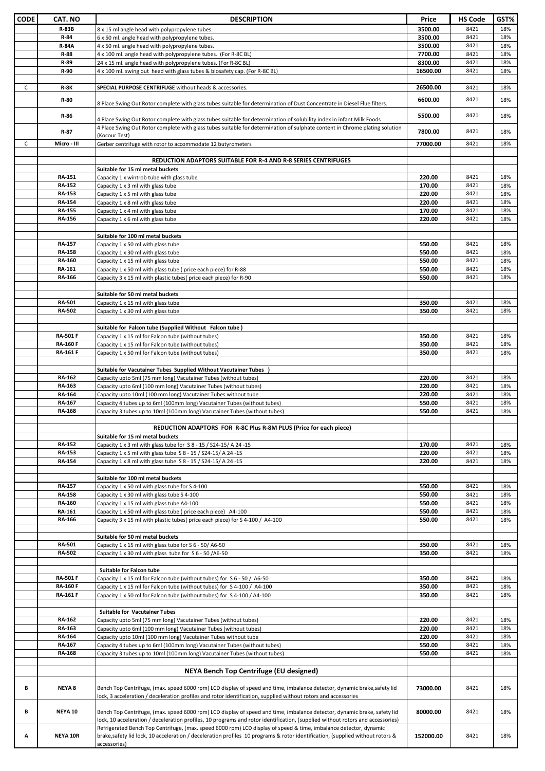| CODE | CAT. NO | DESCRIPTION | Price | HS Code | GST% |
|---|---|---|---|---|---|
| | R-83B | 8 x 15 ml angle head with polypropylene tubes. | 3500.00 | 8421 | 18% |
| | R-84 | 6 x 50 ml. angle head with polypropylene tubes. | 3500.00 | 8421 | 18% |
| | R-84A | 4 x 50 ml. angle head with polypropylene tubes. | 3500.00 | 8421 | 18% |
| | R-88 | 4 x 100 ml. angle head with polypropylene tubes. (For R-8C BL) | 7700.00 | 8421 | 18% |
| | R-89 | 24 x 15 ml. angle head with polypropylene tubes. (For R-8C BL) | 8300.00 | 8421 | 18% |
| | R-90 | 4 x 100 ml. swing out head with glass tubes & biosafety cap. (For R-8C BL) | 16500.00 | 8421 | 18% |
| | | | | | |
| C | R-8K | **SPECIAL PURPOSE CENTRIFUGE** without heads & accessories. | 26500.00 | 8421 | 18% |
| | R-80 | 8 Place Swing Out Rotor complete with glass tubes suitable for determination of Dust Concentrate in Diesel Flue filters. | 6600.00 | 8421 | 18% |
| | R-86 | 4 Place Swing Out Rotor complete with glass tubes suitable for determination of solubility index in infant Milk Foods | 5500.00 | 8421 | 18% |
| | R-87 | 4 Place Swing Out Rotor complete with glass tubes suitable for determination of sulphate content in Chrome plating solution (Kocour Test) | 7800.00 | 8421 | 18% |
| C | Micro - III | Gerber centrifuge with rotor to accommodate 12 butyrometers | 77000.00 | 8421 | 18% |
| | | | | | |
| | | **REDUCTION ADAPTORS SUITABLE FOR R-4 AND R-8 SERIES CENTRIFUGES** | | | |
| | | **Suitable for 15 ml metal buckets** | | | |
| | RA-151 | Capacity 1 x wintrob tube with glass tube | 220.00 | 8421 | 18% |
| | RA-152 | Capacity 1 x 3 ml with glass tube | 170.00 | 8421 | 18% |
| | RA-153 | Capacity 1 x 5 ml with glass tube | 220.00 | 8421 | 18% |
| | RA-154 | Capacity 1 x 8 ml with glass tube | 220.00 | 8421 | 18% |
| | RA-155 | Capacity 1 x 4 ml with glass tube | 170.00 | 8421 | 18% |
| | RA-156 | Capacity 1 x 6 ml with glass tube | 220.00 | 8421 | 18% |
| | | | | | |
| | | **Suitable for 100 ml metal buckets** | | | |
| | RA-157 | Capacity 1 x 50 ml with glass tube | 550.00 | 8421 | 18% |
| | RA-158 | Capacity 1 x 30 ml with glass tube | 550.00 | 8421 | 18% |
| | RA-160 | Capacity 1 x 15 ml with glass tube | 550.00 | 8421 | 18% |
| | RA-161 | Capacity 1 x 50 ml with glass tube ( price each piece) for R-88 | 550.00 | 8421 | 18% |
| | RA-166 | Capacity 3 x 15 ml with plastic tubes( price each piece) for R-90 | 550.00 | 8421 | 18% |
| | | | | | |
| | | **Suitable for 50 ml metal buckets** | | | |
| | RA-501 | Capacity 1 x 15 ml with glass tube | 350.00 | 8421 | 18% |
| | RA-502 | Capacity 1 x 30 ml with glass tube | 350.00 | 8421 | 18% |
| | | | | | |
| | | **Suitable for Falcon tube (Supplied Without Falcon tube )** | | | |
| | RA-501 F | Capacity 1 x 15 ml for Falcon tube (without tubes) | 350.00 | 8421 | 18% |
| | RA-160 F | Capacity 1 x 15 ml for Falcon tube (without tubes) | 350.00 | 8421 | 18% |
| | RA-161 F | Capacity 1 x 50 ml for Falcon tube (without tubes) | 350.00 | 8421 | 18% |
| | | | | | |
| | | **Suitable for Vacutainer Tubes Supplied Without Vacutainer Tubes )** | | | |
| | RA-162 | Capacity upto 5ml (75 mm long) Vacutainer Tubes (without tubes) | 220.00 | 8421 | 18% |
| | RA-163 | Capacity upto 6ml (100 mm long) Vacutainer Tubes (without tubes) | 220.00 | 8421 | 18% |
| | RA-164 | Capacity upto 10ml (100 mm long) Vacutainer Tubes without tube | 220.00 | 8421 | 18% |
| | RA-167 | Capacity 4 tubes up to 6ml (100mm long) Vacutainer Tubes (without tubes) | 550.00 | 8421 | 18% |
| | RA-168 | Capacity 3 tubes up to 10ml (100mm long) Vacutainer Tubes (without tubes) | 550.00 | 8421 | 18% |
| | | | | | |
| | | **REDUCTION ADAPTORS FOR R-8C Plus R-8M PLUS (Price for each piece)** | | | |
| | | **Suitable for 15 ml metal buckets** | | | |
| | RA-152 | Capacity 1 x 3 ml with glass tube for S 8 - 15 / S24-15/ A 24 -15 | 170.00 | 8421 | 18% |
| | RA-153 | Capacity 1 x 5 ml with glass tube S 8 - 15 / S24-15/ A 24 -15 | 220.00 | 8421 | 18% |
| | RA-154 | Capacity 1 x 8 ml with glass tube S 8 - 15 / S24-15/ A 24 -15 | 220.00 | 8421 | 18% |
| | | | | | |
| | | **Suitable for 100 ml metal buckets** | | | |
| | RA-157 | Capacity 1 x 50 ml with glass tube for S 4-100 | 550.00 | 8421 | 18% |
| | RA-158 | Capacity 1 x 30 ml with glass tube S 4-100 | 550.00 | 8421 | 18% |
| | RA-160 | Capacity 1 x 15 ml with glass tube A4-100 | 550.00 | 8421 | 18% |
| | RA-161 | Capacity 1 x 50 ml with glass tube ( price each piece) A4-100 | 550.00 | 8421 | 18% |
| | RA-166 | Capacity 3 x 15 ml with plastic tubes( price each piece) for S 4-100 / A4-100 | 550.00 | 8421 | 18% |
| | | | | | |
| | | **Suitable for 50 ml metal buckets** | | | |
| | RA-501 | Capacity 1 x 15 ml with glass tube for S 6 - 50/ A6-50 | 350.00 | 8421 | 18% |
| | RA-502 | Capacity 1 x 30 ml with glass tube for S 6 - 50 /A6-50 | 350.00 | 8421 | 18% |
| | | | | | |
| | | **Suitable for Falcon tube** | | | |
| | RA-501 F | Capacity 1 x 15 ml for Falcon tube (without tubes) for S 6 - 50 / A6-50 | 350.00 | 8421 | 18% |
| | RA-160 F | Capacity 1 x 15 ml for Falcon tube (without tubes) for S 4-100 / A4-100 | 350.00 | 8421 | 18% |
| | RA-161 F | Capacity 1 x 50 ml for Falcon tube (without tubes) for S 4-100 / A4-100 | 350.00 | 8421 | 18% |
| | | | | | |
| | | **Suitable for Vacutainer Tubes** | | | |
| | RA-162 | Capacity upto 5ml (75 mm long) Vacutainer Tubes (without tubes) | 220.00 | 8421 | 18% |
| | RA-163 | Capacity upto 6ml (100 mm long) Vacutainer Tubes (without tubes) | 220.00 | 8421 | 18% |
| | RA-164 | Capacity upto 10ml (100 mm long) Vacutainer Tubes without tube | 220.00 | 8421 | 18% |
| | RA-167 | Capacity 4 tubes up to 6ml (100mm long) Vacutainer Tubes (without tubes) | 550.00 | 8421 | 18% |
| | RA-168 | Capacity 3 tubes up to 10ml (100mm long) Vacutainer Tubes (without tubes) | 550.00 | 8421 | 18% |
| | | | | | |
| | | **NEYA Bench Top Centrifuge (EU designed)** | | | |
| B | NEYA 8 | Bench Top Centrifuge, (max. speed 6000 rpm) LCD display of speed and time, imbalance detector, dynamic brake,safety lid lock, 3 acceleration / deceleration profiles and rotor identification, supplied without rotors and accessories | 73000.00 | 8421 | 18% |
| B | NEYA 10 | Bench Top Centrifuge, (max. speed 6000 rpm) LCD display of speed and time, imbalance detector, dynamic brake, safety lid lock, 10 acceleration / deceleration profiles, 10 programs and rotor identification, (supplied without rotors and accessories) | 80000.00 | 8421 | 18% |
| A | NEYA 10R | Refrigerated Bench Top Centrifuge, (max. speed 6000 rpm) LCD display of speed & time, imbalance detector, dynamic brake,safety lid lock, 10 acceleration / deceleration profiles 10 programs & rotor identification, (supplied without rotors & accessories) | 152000.00 | 8421 | 18% |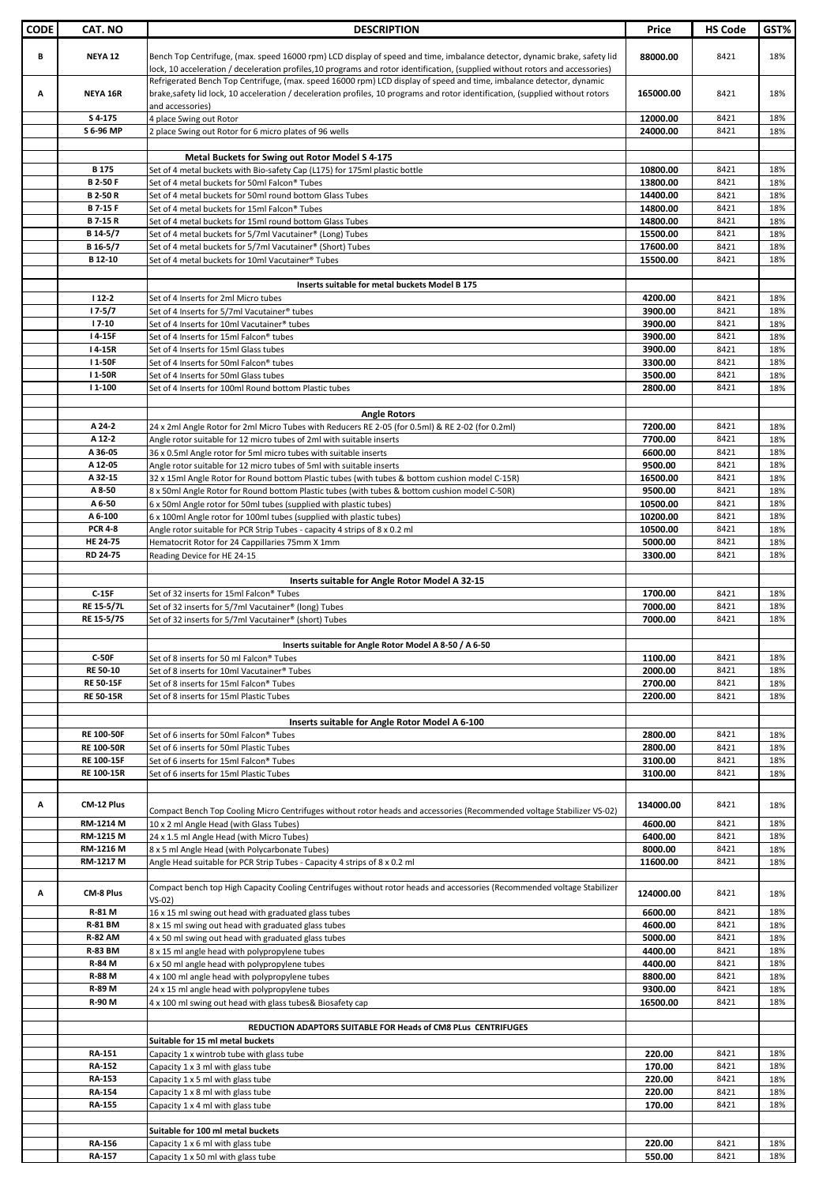| CODE | CAT. NO | DESCRIPTION | Price | HS Code | GST% |
|---|---|---|---|---|---|
| B | NEYA 12 | Bench Top Centrifuge, (max. speed 16000 rpm) LCD display of speed and time, imbalance detector, dynamic brake, safety lid lock, 10 acceleration / deceleration profiles,10 programs and rotor identification, (supplied without rotors and accessories) | 88000.00 | 8421 | 18% |
| A | NEYA 16R | Refrigerated Bench Top Centrifuge, (max. speed 16000 rpm) LCD display of speed and time, imbalance detector, dynamic brake,safety lid lock, 10 acceleration / deceleration profiles, 10 programs and rotor identification, (supplied without rotors and accessories) | 165000.00 | 8421 | 18% |
| | S 4-175 | 4 place Swing out Rotor | 12000.00 | 8421 | 18% |
| | S 6-96 MP | 2 place Swing out Rotor for 6 micro plates of 96 wells | 24000.00 | 8421 | 18% |
| | | | | | |
| | | **Metal Buckets for Swing out Rotor Model S 4-175** | | | |
| | B 175 | Set of 4 metal buckets with Bio-safety Cap (L175) for 175ml plastic bottle | 10800.00 | 8421 | 18% |
| | B 2-50 F | Set of 4 metal buckets for 50ml Falcon® Tubes | 13800.00 | 8421 | 18% |
| | B 2-50 R | Set of 4 metal buckets for 50ml round bottom Glass Tubes | 14400.00 | 8421 | 18% |
| | B 7-15 F | Set of 4 metal buckets for 15ml Falcon® Tubes | 14800.00 | 8421 | 18% |
| | B 7-15 R | Set of 4 metal buckets for 15ml round bottom Glass Tubes | 14800.00 | 8421 | 18% |
| | B 14-5/7 | Set of 4 metal buckets for 5/7ml Vacutainer® (Long) Tubes | 15500.00 | 8421 | 18% |
| | B 16-5/7 | Set of 4 metal buckets for 5/7ml Vacutainer® (Short) Tubes | 17600.00 | 8421 | 18% |
| | B 12-10 | Set of 4 metal buckets for 10ml Vacutainer® Tubes | 15500.00 | 8421 | 18% |
| | | | | | |
| | | **Inserts suitable for metal buckets Model B 175** | | | |
| | I 12-2 | Set of 4 Inserts for 2ml Micro tubes | 4200.00 | 8421 | 18% |
| | I 7-5/7 | Set of 4 Inserts for 5/7ml Vacutainer® tubes | 3900.00 | 8421 | 18% |
| | I 7-10 | Set of 4 Inserts for 10ml Vacutainer® tubes | 3900.00 | 8421 | 18% |
| | I 4-15F | Set of 4 Inserts for 15ml Falcon® tubes | 3900.00 | 8421 | 18% |
| | I 4-15R | Set of 4 Inserts for 15ml Glass tubes | 3900.00 | 8421 | 18% |
| | I 1-50F | Set of 4 Inserts for 50ml Falcon® tubes | 3300.00 | 8421 | 18% |
| | I 1-50R | Set of 4 Inserts for 50ml Glass tubes | 3500.00 | 8421 | 18% |
| | I 1-100 | Set of 4 Inserts for 100ml Round bottom Plastic tubes | 2800.00 | 8421 | 18% |
| | | | | | |
| | | **Angle Rotors** | | | |
| | A 24-2 | 24 x 2ml Angle Rotor for 2ml Micro Tubes with Reducers RE 2-05 (for 0.5ml) & RE 2-02 (for 0.2ml) | 7200.00 | 8421 | 18% |
| | A 12-2 | Angle rotor suitable for 12 micro tubes of 2ml with suitable inserts | 7700.00 | 8421 | 18% |
| | A 36-05 | 36 x 0.5ml Angle rotor for 5ml micro tubes with suitable inserts | 6600.00 | 8421 | 18% |
| | A 12-05 | Angle rotor suitable for 12 micro tubes of 5ml with suitable inserts | 9500.00 | 8421 | 18% |
| | A 32-15 | 32 x 15ml Angle Rotor for Round bottom Plastic tubes (with tubes & bottom cushion model C-15R) | 16500.00 | 8421 | 18% |
| | A 8-50 | 8 x 50ml Angle Rotor for Round bottom Plastic tubes (with tubes & bottom cushion model C-50R) | 9500.00 | 8421 | 18% |
| | A 6-50 | 6 x 50ml Angle rotor for 50ml tubes (supplied with plastic tubes) | 10500.00 | 8421 | 18% |
| | A 6-100 | 6 x 100ml Angle rotor for 100ml tubes (supplied with plastic tubes) | 10200.00 | 8421 | 18% |
| | PCR 4-8 | Angle rotor suitable for PCR Strip Tubes - capacity 4 strips of 8 x 0.2 ml | 10500.00 | 8421 | 18% |
| | HE 24-75 | Hematocrit Rotor for 24 Cappillaries 75mm X 1mm | 5000.00 | 8421 | 18% |
| | RD 24-75 | Reading Device for HE 24-15 | 3300.00 | 8421 | 18% |
| | | | | | |
| | | **Inserts suitable for Angle Rotor Model A 32-15** | | | |
| | C-15F | Set of 32 inserts for 15ml Falcon® Tubes | 1700.00 | 8421 | 18% |
| | RE 15-5/7L | Set of 32 inserts for 5/7ml Vacutainer® (long) Tubes | 7000.00 | 8421 | 18% |
| | RE 15-5/7S | Set of 32 inserts for 5/7ml Vacutainer® (short) Tubes | 7000.00 | 8421 | 18% |
| | | | | | |
| | | **Inserts suitable for Angle Rotor Model A 8-50 / A 6-50** | | | |
| | C-50F | Set of 8 inserts for 50 ml Falcon® Tubes | 1100.00 | 8421 | 18% |
| | RE 50-10 | Set of 8 inserts for 10ml Vacutainer® Tubes | 2000.00 | 8421 | 18% |
| | RE 50-15F | Set of 8 inserts for 15ml Falcon® Tubes | 2700.00 | 8421 | 18% |
| | RE 50-15R | Set of 8 inserts for 15ml Plastic Tubes | 2200.00 | 8421 | 18% |
| | | | | | |
| | | **Inserts suitable for Angle Rotor Model A 6-100** | | | |
| | RE 100-50F | Set of 6 inserts for 50ml Falcon® Tubes | 2800.00 | 8421 | 18% |
| | RE 100-50R | Set of 6 inserts for 50ml Plastic Tubes | 2800.00 | 8421 | 18% |
| | RE 100-15F | Set of 6 inserts for 15ml Falcon® Tubes | 3100.00 | 8421 | 18% |
| | RE 100-15R | Set of 6 inserts for 15ml Plastic Tubes | 3100.00 | 8421 | 18% |
| | | | | | |
| A | CM-12 Plus | Compact Bench Top Cooling Micro Centrifuges without rotor heads and accessories (Recommended voltage Stabilizer VS-02) | 134000.00 | 8421 | 18% |
| | RM-1214 M | 10 x 2 ml Angle Head (with Glass Tubes) | 4600.00 | 8421 | 18% |
| | RM-1215 M | 24 x 1.5 ml Angle Head (with Micro Tubes) | 6400.00 | 8421 | 18% |
| | RM-1216 M | 8 x 5 ml Angle Head (with Polycarbonate Tubes) | 8000.00 | 8421 | 18% |
| | RM-1217 M | Angle Head suitable for PCR Strip Tubes - Capacity 4 strips of 8 x 0.2 ml | 11600.00 | 8421 | 18% |
| | | | | | |
| A | CM-8 Plus | Compact bench top High Capacity Cooling Centrifuges without rotor heads and accessories (Recommended voltage Stabilizer VS-02) | 124000.00 | 8421 | 18% |
| | R-81 M | 16 x 15 ml swing out head with graduated glass tubes | 6600.00 | 8421 | 18% |
| | R-81 BM | 8 x 15 ml swing out head with graduated glass tubes | 4600.00 | 8421 | 18% |
| | R-82 AM | 4 x 50 ml swing out head with graduated glass tubes | 5000.00 | 8421 | 18% |
| | R-83 BM | 8 x 15 ml angle head with polypropylene tubes | 4400.00 | 8421 | 18% |
| | R-84 M | 6 x 50 ml angle head with polypropylene tubes | 4400.00 | 8421 | 18% |
| | R-88 M | 4 x 100 ml angle head with polypropylene tubes | 8800.00 | 8421 | 18% |
| | R-89 M | 24 x 15 ml angle head with polypropylene tubes | 9300.00 | 8421 | 18% |
| | R-90 M | 4 x 100 ml swing out head with glass tubes& Biosafety cap | 16500.00 | 8421 | 18% |
| | | | | | |
| | | **REDUCTION ADAPTORS SUITABLE FOR Heads of CM8 PLus CENTRIFUGES** | | | |
| | | **Suitable for 15 ml metal buckets** | | | |
| | RA-151 | Capacity 1 x wintrob tube with glass tube | 220.00 | 8421 | 18% |
| | RA-152 | Capacity 1 x 3 ml with glass tube | 170.00 | 8421 | 18% |
| | RA-153 | Capacity 1 x 5 ml with glass tube | 220.00 | 8421 | 18% |
| | RA-154 | Capacity 1 x 8 ml with glass tube | 220.00 | 8421 | 18% |
| | RA-155 | Capacity 1 x 4 ml with glass tube | 170.00 | 8421 | 18% |
| | | | | | |
| | | **Suitable for 100 ml metal buckets** | | | |
| | RA-156 | Capacity 1 x 6 ml with glass tube | 220.00 | 8421 | 18% |
| | RA-157 | Capacity 1 x 50 ml with glass tube | 550.00 | 8421 | 18% |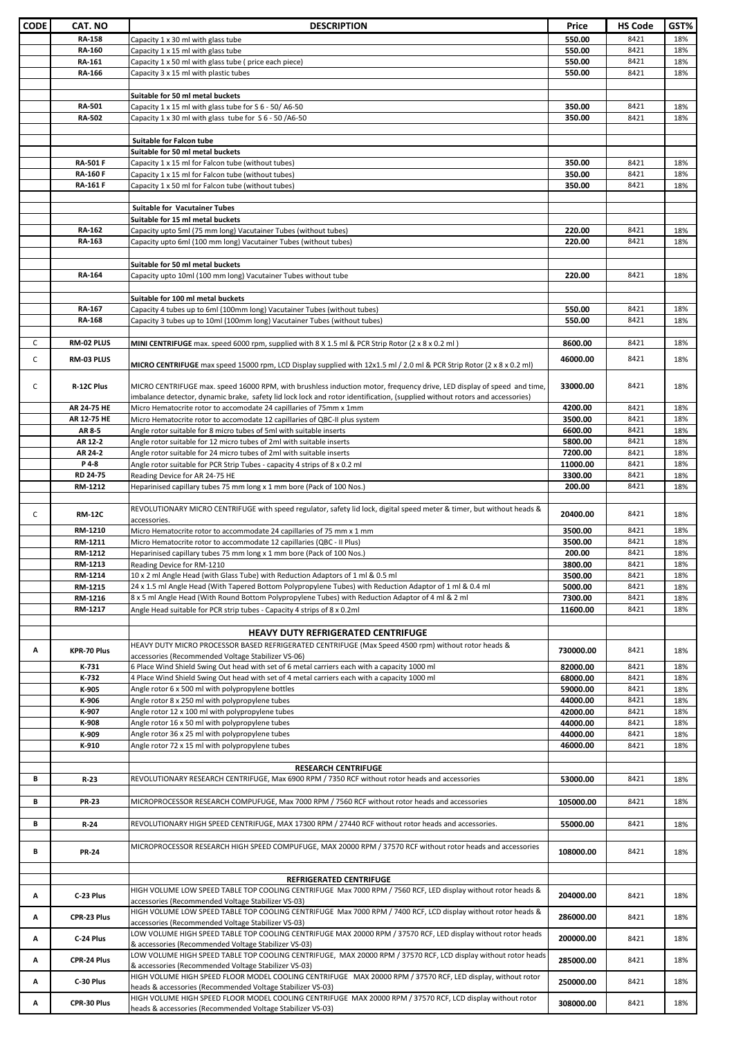| CODE | CAT. NO | DESCRIPTION | Price | HS Code | GST% |
|---|---|---|---|---|---|
| | RA-158 | Capacity 1 x 30 ml with glass tube | 550.00 | 8421 | 18% |
| | RA-160 | Capacity 1 x 15 ml with glass tube | 550.00 | 8421 | 18% |
| | RA-161 | Capacity 1 x 50 ml with glass tube ( price each piece) | 550.00 | 8421 | 18% |
| | RA-166 | Capacity 3 x 15 ml with plastic tubes | 550.00 | 8421 | 18% |
| | | | | | |
| | | **Suitable for 50 ml metal buckets** | | | |
| | RA-501 | Capacity 1 x 15 ml with glass tube for S 6 - 50/ A6-50 | 350.00 | 8421 | 18% |
| | RA-502 | Capacity 1 x 30 ml with glass tube for S 6 - 50 /A6-50 | 350.00 | 8421 | 18% |
| | | | | | |
| | | **Suitable for Falcon tube** | | | |
| | | **Suitable for 50 ml metal buckets** | | | |
| | RA-501 F | Capacity 1 x 15 ml for Falcon tube (without tubes) | 350.00 | 8421 | 18% |
| | RA-160 F | Capacity 1 x 15 ml for Falcon tube (without tubes) | 350.00 | 8421 | 18% |
| | RA-161 F | Capacity 1 x 50 ml for Falcon tube (without tubes) | 350.00 | 8421 | 18% |
| | | | | | |
| | | **Suitable for Vacutainer Tubes** | | | |
| | | **Suitable for 15 ml metal buckets** | | | |
| | RA-162 | Capacity upto 5ml (75 mm long) Vacutainer Tubes (without tubes) | 220.00 | 8421 | 18% |
| | RA-163 | Capacity upto 6ml (100 mm long) Vacutainer Tubes (without tubes) | 220.00 | 8421 | 18% |
| | | | | | |
| | | **Suitable for 50 ml metal buckets** | | | |
| | RA-164 | Capacity upto 10ml (100 mm long) Vacutainer Tubes without tube | 220.00 | 8421 | 18% |
| | | | | | |
| | | **Suitable for 100 ml metal buckets** | | | |
| | RA-167 | Capacity 4 tubes up to 6ml (100mm long) Vacutainer Tubes (without tubes) | 550.00 | 8421 | 18% |
| | RA-168 | Capacity 3 tubes up to 10ml (100mm long) Vacutainer Tubes (without tubes) | 550.00 | 8421 | 18% |
| | | | | | |
| C | RM-02 PLUS | **MINI CENTRIFUGE** max. speed 6000 rpm, supplied with 8 X 1.5 ml & PCR Strip Rotor (2 x 8 x 0.2 ml ) | 8600.00 | 8421 | 18% |
| C | RM-03 PLUS | **MICRO CENTRIFUGE** max speed 15000 rpm, LCD Display supplied with 12x1.5 ml / 2.0 ml & PCR Strip Rotor (2 x 8 x 0.2 ml) | 46000.00 | 8421 | 18% |
| C | R-12C Plus | MICRO CENTRIFUGE max. speed 16000 RPM, with brushless induction motor, frequency drive, LED display of speed and time, imbalance detector, dynamic brake, safety lid lock lock and rotor identification, (supplied without rotors and accessories) | 33000.00 | 8421 | 18% |
| | AR 24-75 HE | Micro Hematocrite rotor to accomodate 24 capillaries of 75mm x 1mm | 4200.00 | 8421 | 18% |
| | AR 12-75 HE | Micro Hematocrite rotor to accomodate 12 capillaries of QBC-II plus system | 3500.00 | 8421 | 18% |
| | AR 8-5 | Angle rotor suitable for 8 micro tubes of 5ml with suitable inserts | 6600.00 | 8421 | 18% |
| | AR 12-2 | Angle rotor suitable for 12 micro tubes of 2ml with suitable inserts | 5800.00 | 8421 | 18% |
| | AR 24-2 | Angle rotor suitable for 24 micro tubes of 2ml with suitable inserts | 7200.00 | 8421 | 18% |
| | P 4-8 | Angle rotor suitable for PCR Strip Tubes - capacity 4 strips of 8 x 0.2 ml | 11000.00 | 8421 | 18% |
| | RD 24-75 | Reading Device for AR 24-75 HE | 3300.00 | 8421 | 18% |
| | RM-1212 | Heparinised capillary tubes 75 mm long x 1 mm bore (Pack of 100 Nos.) | 200.00 | 8421 | 18% |
| | | | | | |
| C | RM-12C | REVOLUTIONARY MICRO CENTRIFUGE with speed regulator, safety lid lock, digital speed meter & timer, but without heads & accessories. | 20400.00 | 8421 | 18% |
| | RM-1210 | Micro Hematocrite rotor to accommodate 24 capillaries of 75 mm x 1 mm | 3500.00 | 8421 | 18% |
| | RM-1211 | Micro Hematocrite rotor to accommodate 12 capillaries (QBC - II Plus) | 3500.00 | 8421 | 18% |
| | RM-1212 | Heparinised capillary tubes 75 mm long x 1 mm bore (Pack of 100 Nos.) | 200.00 | 8421 | 18% |
| | RM-1213 | Reading Device for RM-1210 | 3800.00 | 8421 | 18% |
| | RM-1214 | 10 x 2 ml Angle Head (with Glass Tube) with Reduction Adaptors of 1 ml & 0.5 ml | 3500.00 | 8421 | 18% |
| | RM-1215 | 24 x 1.5 ml Angle Head (With Tapered Bottom Polypropylene Tubes) with Reduction Adaptor of 1 ml & 0.4 ml | 5000.00 | 8421 | 18% |
| | RM-1216 | 8 x 5 ml Angle Head (With Round Bottom Polypropylene Tubes) with Reduction Adaptor of 4 ml & 2 ml | 7300.00 | 8421 | 18% |
| | RM-1217 | Angle Head suitable for PCR strip tubes - Capacity 4 strips of 8 x 0.2ml | 11600.00 | 8421 | 18% |
| | | | | | |
| | | **HEAVY DUTY REFRIGERATED CENTRIFUGE** | | | |
| A | KPR-70 Plus | HEAVY DUTY MICRO PROCESSOR BASED REFRIGERATED CENTRIFUGE (Max Speed 4500 rpm) without rotor heads & accessories (Recommended Voltage Stabilizer VS-06) | 730000.00 | 8421 | 18% |
| | K-731 | 6 Place Wind Shield Swing Out head with set of 6 metal carriers each with a capacity 1000 ml | 82000.00 | 8421 | 18% |
| | K-732 | 4 Place Wind Shield Swing Out head with set of 4 metal carriers each with a capacity 1000 ml | 68000.00 | 8421 | 18% |
| | K-905 | Angle rotor 6 x 500 ml with polypropylene bottles | 59000.00 | 8421 | 18% |
| | K-906 | Angle rotor 8 x 250 ml with polypropylene tubes | 44000.00 | 8421 | 18% |
| | K-907 | Angle rotor 12 x 100 ml with polypropylene tubes | 42000.00 | 8421 | 18% |
| | K-908 | Angle rotor 16 x 50 ml with polypropylene tubes | 44000.00 | 8421 | 18% |
| | K-909 | Angle rotor 36 x 25 ml with polypropylene tubes | 44000.00 | 8421 | 18% |
| | K-910 | Angle rotor 72 x 15 ml with polypropylene tubes | 46000.00 | 8421 | 18% |
| | | | | | |
| | | **RESEARCH CENTRIFUGE** | | | |
| B | R-23 | REVOLUTIONARY RESEARCH CENTRIFUGE, Max 6900 RPM / 7350 RCF without rotor heads and accessories | 53000.00 | 8421 | 18% |
| | | | | | |
| B | PR-23 | MICROPROCESSOR RESEARCH COMPUFUGE, Max 7000 RPM / 7560 RCF without rotor heads and accessories | 105000.00 | 8421 | 18% |
| | | | | | |
| B | R-24 | REVOLUTIONARY HIGH SPEED CENTRIFUGE, MAX 17300 RPM / 27440 RCF without rotor heads and accessories. | 55000.00 | 8421 | 18% |
| | | | | | |
| B | PR-24 | MICROPROCESSOR RESEARCH HIGH SPEED COMPUFUGE, MAX 20000 RPM / 37570 RCF without rotor heads and accessories | 108000.00 | 8421 | 18% |
| | | | | | |
| | | **REFRIGERATED CENTRIFUGE** | | | |
| A | C-23 Plus | HIGH VOLUME LOW SPEED TABLE TOP COOLING CENTRIFUGE Max 7000 RPM / 7560 RCF, LED display without rotor heads & accessories (Recommended Voltage Stabilizer VS-03) | 204000.00 | 8421 | 18% |
| A | CPR-23 Plus | HIGH VOLUME LOW SPEED TABLE TOP COOLING CENTRIFUGE Max 7000 RPM / 7400 RCF, LCD display without rotor heads & accessories (Recommended Voltage Stabilizer VS-03) | 286000.00 | 8421 | 18% |
| A | C-24 Plus | LOW VOLUME HIGH SPEED TABLE TOP COOLING CENTRIFUGE MAX 20000 RPM / 37570 RCF, LED display without rotor heads & accessories (Recommended Voltage Stabilizer VS-03) | 200000.00 | 8421 | 18% |
| A | CPR-24 Plus | LOW VOLUME HIGH SPEED TABLE TOP COOLING CENTRIFUGE, MAX 20000 RPM / 37570 RCF, LCD display without rotor heads & accessories (Recommended Voltage Stabilizer VS-03) | 285000.00 | 8421 | 18% |
| A | C-30 Plus | HIGH VOLUME HIGH SPEED FLOOR MODEL COOLING CENTRIFUGE MAX 20000 RPM / 37570 RCF, LED display, without rotor heads & accessories (Recommended Voltage Stabilizer VS-03) | 250000.00 | 8421 | 18% |
| A | CPR-30 Plus | HIGH VOLUME HIGH SPEED FLOOR MODEL COOLING CENTRIFUGE MAX 20000 RPM / 37570 RCF, LCD display without rotor heads & accessories (Recommended Voltage Stabilizer VS-03) | 308000.00 | 8421 | 18% |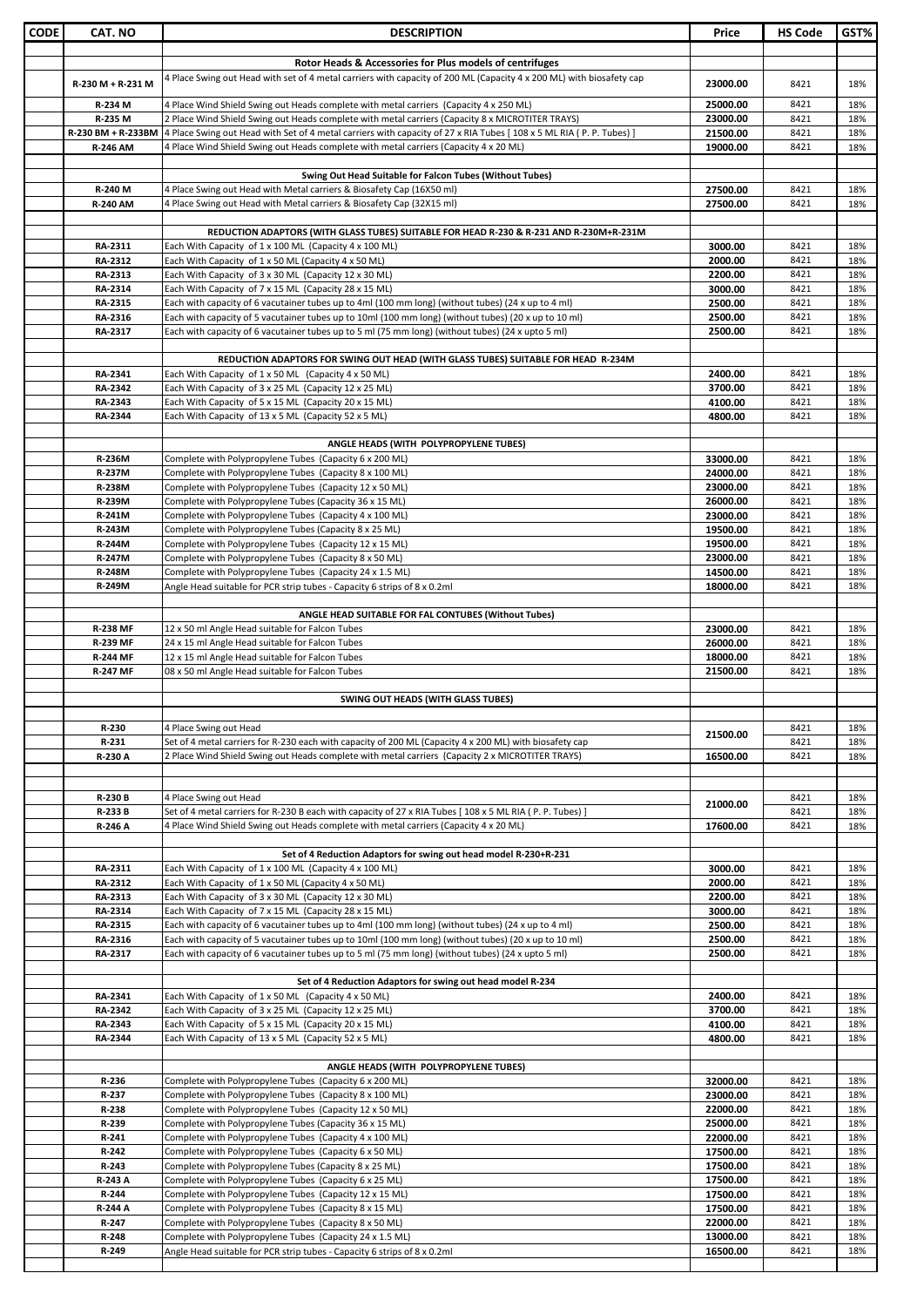| CODE | CAT. NO | DESCRIPTION | Price | HS Code | GST% |
|---|---|---|---|---|---|
| | | **Rotor Heads & Accessories for Plus models of centrifuges** | | | |
| | R-230 M + R-231 M | 4 Place Swing out Head with set of 4 metal carriers with capacity of 200 ML (Capacity 4 x 200 ML) with biosafety cap | 23000.00 | 8421 | 18% |
| | R-234 M | 4 Place Wind Shield Swing out Heads complete with metal carriers (Capacity 4 x 250 ML) | 25000.00 | 8421 | 18% |
| | R-235 M | 2 Place Wind Shield Swing out Heads complete with metal carriers (Capacity 8 x MICROTITER TRAYS) | 23000.00 | 8421 | 18% |
| | R-230 BM + R-233BM | 4 Place Swing out Head with Set of 4 metal carriers with capacity of 27 x RIA Tubes [ 108 x 5 ML RIA ( P. P. Tubes) ] | 21500.00 | 8421 | 18% |
| | R-246 AM | 4 Place Wind Shield Swing out Heads complete with metal carriers (Capacity 4 x 20 ML) | 19000.00 | 8421 | 18% |
| | | **Swing Out Head Suitable for Falcon Tubes (Without Tubes)** | | | |
| | R-240 M | 4 Place Swing out Head with Metal carriers & Biosafety Cap (16X50 ml) | 27500.00 | 8421 | 18% |
| | R-240 AM | 4 Place Swing out Head with Metal carriers & Biosafety Cap (32X15 ml) | 27500.00 | 8421 | 18% |
| | | **REDUCTION ADAPTORS (WITH GLASS TUBES) SUITABLE FOR HEAD R-230 & R-231 AND R-230M+R-231M** | | | |
| | RA-2311 | Each With Capacity of 1 x 100 ML (Capacity 4 x 100 ML) | 3000.00 | 8421 | 18% |
| | RA-2312 | Each With Capacity of 1 x 50 ML (Capacity 4 x 50 ML) | 2000.00 | 8421 | 18% |
| | RA-2313 | Each With Capacity of 3 x 30 ML (Capacity 12 x 30 ML) | 2200.00 | 8421 | 18% |
| | RA-2314 | Each With Capacity of 7 x 15 ML (Capacity 28 x 15 ML) | 3000.00 | 8421 | 18% |
| | RA-2315 | Each with capacity of 6 vacutainer tubes up to 4ml (100 mm long) (without tubes) (24 x up to 4 ml) | 2500.00 | 8421 | 18% |
| | RA-2316 | Each with capacity of 5 vacutainer tubes up to 10ml (100 mm long) (without tubes) (20 x up to 10 ml) | 2500.00 | 8421 | 18% |
| | RA-2317 | Each with capacity of 6 vacutainer tubes up to 5 ml (75 mm long) (without tubes) (24 x upto 5 ml) | 2500.00 | 8421 | 18% |
| | | **REDUCTION ADAPTORS FOR SWING OUT HEAD (WITH GLASS TUBES) SUITABLE FOR HEAD R-234M** | | | |
| | RA-2341 | Each With Capacity of 1 x 50 ML (Capacity 4 x 50 ML) | 2400.00 | 8421 | 18% |
| | RA-2342 | Each With Capacity of 3 x 25 ML (Capacity 12 x 25 ML) | 3700.00 | 8421 | 18% |
| | RA-2343 | Each With Capacity of 5 x 15 ML (Capacity 20 x 15 ML) | 4100.00 | 8421 | 18% |
| | RA-2344 | Each With Capacity of 13 x 5 ML (Capacity 52 x 5 ML) | 4800.00 | 8421 | 18% |
| | | **ANGLE HEADS (WITH POLYPROPYLENE TUBES)** | | | |
| | R-236M | Complete with Polypropylene Tubes (Capacity 6 x 200 ML) | 33000.00 | 8421 | 18% |
| | R-237M | Complete with Polypropylene Tubes (Capacity 8 x 100 ML) | 24000.00 | 8421 | 18% |
| | R-238M | Complete with Polypropylene Tubes (Capacity 12 x 50 ML) | 23000.00 | 8421 | 18% |
| | R-239M | Complete with Polypropylene Tubes (Capacity 36 x 15 ML) | 26000.00 | 8421 | 18% |
| | R-241M | Complete with Polypropylene Tubes (Capacity 4 x 100 ML) | 23000.00 | 8421 | 18% |
| | R-243M | Complete with Polypropylene Tubes (Capacity 8 x 25 ML) | 19500.00 | 8421 | 18% |
| | R-244M | Complete with Polypropylene Tubes (Capacity 12 x 15 ML) | 19500.00 | 8421 | 18% |
| | R-247M | Complete with Polypropylene Tubes (Capacity 8 x 50 ML) | 23000.00 | 8421 | 18% |
| | R-248M | Complete with Polypropylene Tubes (Capacity 24 x 1.5 ML) | 14500.00 | 8421 | 18% |
| | R-249M | Angle Head suitable for PCR strip tubes - Capacity 6 strips of 8 x 0.2ml | 18000.00 | 8421 | 18% |
| | | **ANGLE HEAD SUITABLE FOR FAL CONTUBES (Without Tubes)** | | | |
| | R-238 MF | 12 x 50 ml Angle Head suitable for Falcon Tubes | 23000.00 | 8421 | 18% |
| | R-239 MF | 24 x 15 ml Angle Head suitable for Falcon Tubes | 26000.00 | 8421 | 18% |
| | R-244 MF | 12 x 15 ml Angle Head suitable for Falcon Tubes | 18000.00 | 8421 | 18% |
| | R-247 MF | 08 x 50 ml Angle Head suitable for Falcon Tubes | 21500.00 | 8421 | 18% |
| | | **SWING OUT HEADS (WITH GLASS TUBES)** | | | |
| | R-230 | 4 Place Swing out Head | 21500.00 | 8421 | 18% |
| | R-231 | Set of 4 metal carriers for R-230 each with capacity of 200 ML (Capacity 4 x 200 ML) with biosafety cap | | 8421 | 18% |
| | R-230 A | 2 Place Wind Shield Swing out Heads complete with metal carriers (Capacity 2 x MICROTITER TRAYS) | 16500.00 | 8421 | 18% |
| | R-230 B | 4 Place Swing out Head | 21000.00 | 8421 | 18% |
| | R-233 B | Set of 4 metal carriers for R-230 B each with capacity of 27 x RIA Tubes [ 108 x 5 ML RIA ( P. P. Tubes) ] | | 8421 | 18% |
| | R-246 A | 4 Place Wind Shield Swing out Heads complete with metal carriers (Capacity 4 x 20 ML) | 17600.00 | 8421 | 18% |
| | | **Set of 4 Reduction Adaptors for swing out head model R-230+R-231** | | | |
| | RA-2311 | Each With Capacity of 1 x 100 ML (Capacity 4 x 100 ML) | 3000.00 | 8421 | 18% |
| | RA-2312 | Each With Capacity of 1 x 50 ML (Capacity 4 x 50 ML) | 2000.00 | 8421 | 18% |
| | RA-2313 | Each With Capacity of 3 x 30 ML (Capacity 12 x 30 ML) | 2200.00 | 8421 | 18% |
| | RA-2314 | Each With Capacity of 7 x 15 ML (Capacity 28 x 15 ML) | 3000.00 | 8421 | 18% |
| | RA-2315 | Each with capacity of 6 vacutainer tubes up to 4ml (100 mm long) (without tubes) (24 x up to 4 ml) | 2500.00 | 8421 | 18% |
| | RA-2316 | Each with capacity of 5 vacutainer tubes up to 10ml (100 mm long) (without tubes) (20 x up to 10 ml) | 2500.00 | 8421 | 18% |
| | RA-2317 | Each with capacity of 6 vacutainer tubes up to 5 ml (75 mm long) (without tubes) (24 x upto 5 ml) | 2500.00 | 8421 | 18% |
| | | **Set of 4 Reduction Adaptors for swing out head model R-234** | | | |
| | RA-2341 | Each With Capacity of 1 x 50 ML (Capacity 4 x 50 ML) | 2400.00 | 8421 | 18% |
| | RA-2342 | Each With Capacity of 3 x 25 ML (Capacity 12 x 25 ML) | 3700.00 | 8421 | 18% |
| | RA-2343 | Each With Capacity of 5 x 15 ML (Capacity 20 x 15 ML) | 4100.00 | 8421 | 18% |
| | RA-2344 | Each With Capacity of 13 x 5 ML (Capacity 52 x 5 ML) | 4800.00 | 8421 | 18% |
| | | **ANGLE HEADS (WITH POLYPROPYLENE TUBES)** | | | |
| | R-236 | Complete with Polypropylene Tubes (Capacity 6 x 200 ML) | 32000.00 | 8421 | 18% |
| | R-237 | Complete with Polypropylene Tubes (Capacity 8 x 100 ML) | 23000.00 | 8421 | 18% |
| | R-238 | Complete with Polypropylene Tubes (Capacity 12 x 50 ML) | 22000.00 | 8421 | 18% |
| | R-239 | Complete with Polypropylene Tubes (Capacity 36 x 15 ML) | 25000.00 | 8421 | 18% |
| | R-241 | Complete with Polypropylene Tubes (Capacity 4 x 100 ML) | 22000.00 | 8421 | 18% |
| | R-242 | Complete with Polypropylene Tubes (Capacity 6 x 50 ML) | 17500.00 | 8421 | 18% |
| | R-243 | Complete with Polypropylene Tubes (Capacity 8 x 25 ML) | 17500.00 | 8421 | 18% |
| | R-243 A | Complete with Polypropylene Tubes (Capacity 6 x 25 ML) | 17500.00 | 8421 | 18% |
| | R-244 | Complete with Polypropylene Tubes (Capacity 12 x 15 ML) | 17500.00 | 8421 | 18% |
| | R-244 A | Complete with Polypropylene Tubes (Capacity 8 x 15 ML) | 17500.00 | 8421 | 18% |
| | R-247 | Complete with Polypropylene Tubes (Capacity 8 x 50 ML) | 22000.00 | 8421 | 18% |
| | R-248 | Complete with Polypropylene Tubes (Capacity 24 x 1.5 ML) | 13000.00 | 8421 | 18% |
| | R-249 | Angle Head suitable for PCR strip tubes - Capacity 6 strips of 8 x 0.2ml | 16500.00 | 8421 | 18% |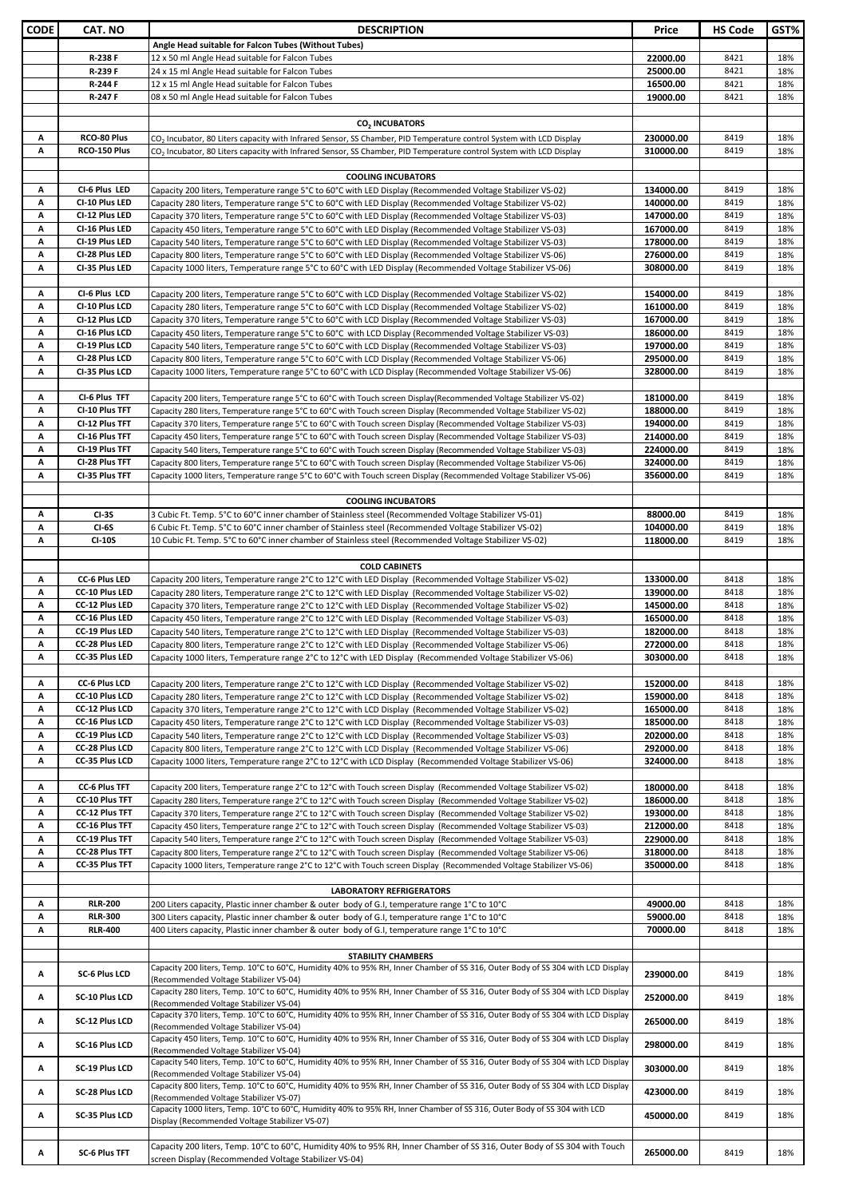| CODE | CAT. NO | DESCRIPTION | Price | HS Code | GST% |
|---|---|---|---|---|---|
| | | **Angle Head suitable for Falcon Tubes (Without Tubes)** | | | |
| | **R-238 F** | 12 x 50 ml Angle Head suitable for Falcon Tubes | **22000.00** | 8421 | 18% |
| | **R-239 F** | 24 x 15 ml Angle Head suitable for Falcon Tubes | **25000.00** | 8421 | 18% |
| | **R-244 F** | 12 x 15 ml Angle Head suitable for Falcon Tubes | **16500.00** | 8421 | 18% |
| | **R-247 F** | 08 x 50 ml Angle Head suitable for Falcon Tubes | **19000.00** | 8421 | 18% |
| | | | | | |
| | | **$CO_2$ INCUBATORS** | | | |
| A | **RCO-80 Plus** | $CO_2$ Incubator, 80 Liters capacity with Infrared Sensor, SS Chamber, PID Temperature control System with LCD Display | **230000.00** | 8419 | 18% |
| A | **RCO-150 Plus** | $CO_2$ Incubator, 80 Liters capacity with Infrared Sensor, SS Chamber, PID Temperature control System with LCD Display | **310000.00** | 8419 | 18% |
| | | | | | |
| | | **COOLING INCUBATORS** | | | |
| A | **CI-6 Plus LED** | Capacity 200 liters, Temperature range 5°C to 60°C with LED Display (Recommended Voltage Stabilizer VS-02) | **134000.00** | 8419 | 18% |
| A | **CI-10 Plus LED** | Capacity 280 liters, Temperature range 5°C to 60°C with LED Display (Recommended Voltage Stabilizer VS-02) | **140000.00** | 8419 | 18% |
| A | **CI-12 Plus LED** | Capacity 370 liters, Temperature range 5°C to 60°C with LED Display (Recommended Voltage Stabilizer VS-03) | **147000.00** | 8419 | 18% |
| A | **CI-16 Plus LED** | Capacity 450 liters, Temperature range 5°C to 60°C with LED Display (Recommended Voltage Stabilizer VS-03) | **167000.00** | 8419 | 18% |
| A | **CI-19 Plus LED** | Capacity 540 liters, Temperature range 5°C to 60°C with LED Display (Recommended Voltage Stabilizer VS-03) | **178000.00** | 8419 | 18% |
| A | **CI-28 Plus LED** | Capacity 800 liters, Temperature range 5°C to 60°C with LED Display (Recommended Voltage Stabilizer VS-06) | **276000.00** | 8419 | 18% |
| A | **CI-35 Plus LED** | Capacity 1000 liters, Temperature range 5°C to 60°C with LED Display (Recommended Voltage Stabilizer VS-06) | **308000.00** | 8419 | 18% |
| | | | | | |
| A | **CI-6 Plus LCD** | Capacity 200 liters, Temperature range 5°C to 60°C with LCD Display (Recommended Voltage Stabilizer VS-02) | **154000.00** | 8419 | 18% |
| A | **CI-10 Plus LCD** | Capacity 280 liters, Temperature range 5°C to 60°C with LCD Display (Recommended Voltage Stabilizer VS-02) | **161000.00** | 8419 | 18% |
| A | **CI-12 Plus LCD** | Capacity 370 liters, Temperature range 5°C to 60°C with LCD Display (Recommended Voltage Stabilizer VS-03) | **167000.00** | 8419 | 18% |
| A | **CI-16 Plus LCD** | Capacity 450 liters, Temperature range 5°C to 60°C with LCD Display (Recommended Voltage Stabilizer VS-03) | **186000.00** | 8419 | 18% |
| A | **CI-19 Plus LCD** | Capacity 540 liters, Temperature range 5°C to 60°C with LCD Display (Recommended Voltage Stabilizer VS-03) | **197000.00** | 8419 | 18% |
| A | **CI-28 Plus LCD** | Capacity 800 liters, Temperature range 5°C to 60°C with LCD Display (Recommended Voltage Stabilizer VS-06) | **295000.00** | 8419 | 18% |
| A | **CI-35 Plus LCD** | Capacity 1000 liters, Temperature range 5°C to 60°C with LCD Display (Recommended Voltage Stabilizer VS-06) | **328000.00** | 8419 | 18% |
| | | | | | |
| A | **CI-6 Plus TFT** | Capacity 200 liters, Temperature range 5°C to 60°C with Touch screen Display(Recommended Voltage Stabilizer VS-02) | **181000.00** | 8419 | 18% |
| A | **CI-10 Plus TFT** | Capacity 280 liters, Temperature range 5°C to 60°C with Touch screen Display (Recommended Voltage Stabilizer VS-02) | **188000.00** | 8419 | 18% |
| A | **CI-12 Plus TFT** | Capacity 370 liters, Temperature range 5°C to 60°C with Touch screen Display (Recommended Voltage Stabilizer VS-03) | **194000.00** | 8419 | 18% |
| A | **CI-16 Plus TFT** | Capacity 450 liters, Temperature range 5°C to 60°C with Touch screen Display (Recommended Voltage Stabilizer VS-03) | **214000.00** | 8419 | 18% |
| A | **CI-19 Plus TFT** | Capacity 540 liters, Temperature range 5°C to 60°C with Touch screen Display (Recommended Voltage Stabilizer VS-03) | **224000.00** | 8419 | 18% |
| A | **CI-28 Plus TFT** | Capacity 800 liters, Temperature range 5°C to 60°C with Touch screen Display (Recommended Voltage Stabilizer VS-06) | **324000.00** | 8419 | 18% |
| A | **CI-35 Plus TFT** | Capacity 1000 liters, Temperature range 5°C to 60°C with Touch screen Display (Recommended Voltage Stabilizer VS-06) | **356000.00** | 8419 | 18% |
| | | | | | |
| | | **COOLING INCUBATORS** | | | |
| A | **CI-3S** | 3 Cubic Ft. Temp. 5°C to 60°C inner chamber of Stainless steel (Recommended Voltage Stabilizer VS-01) | **88000.00** | 8419 | 18% |
| A | **CI-6S** | 6 Cubic Ft. Temp. 5°C to 60°C inner chamber of Stainless steel (Recommended Voltage Stabilizer VS-02) | **104000.00** | 8419 | 18% |
| A | **CI-10S** | 10 Cubic Ft. Temp. 5°C to 60°C inner chamber of Stainless steel (Recommended Voltage Stabilizer VS-02) | **118000.00** | 8419 | 18% |
| | | | | | |
| | | **COLD CABINETS** | | | |
| A | **CC-6 Plus LED** | Capacity 200 liters, Temperature range 2°C to 12°C with LED Display (Recommended Voltage Stabilizer VS-02) | **133000.00** | 8418 | 18% |
| A | **CC-10 Plus LED** | Capacity 280 liters, Temperature range 2°C to 12°C with LED Display (Recommended Voltage Stabilizer VS-02) | **139000.00** | 8418 | 18% |
| A | **CC-12 Plus LED** | Capacity 370 liters, Temperature range 2°C to 12°C with LED Display (Recommended Voltage Stabilizer VS-02) | **145000.00** | 8418 | 18% |
| A | **CC-16 Plus LED** | Capacity 450 liters, Temperature range 2°C to 12°C with LED Display (Recommended Voltage Stabilizer VS-03) | **165000.00** | 8418 | 18% |
| A | **CC-19 Plus LED** | Capacity 540 liters, Temperature range 2°C to 12°C with LED Display (Recommended Voltage Stabilizer VS-03) | **182000.00** | 8418 | 18% |
| A | **CC-28 Plus LED** | Capacity 800 liters, Temperature range 2°C to 12°C with LED Display (Recommended Voltage Stabilizer VS-06) | **272000.00** | 8418 | 18% |
| A | **CC-35 Plus LED** | Capacity 1000 liters, Temperature range 2°C to 12°C with LED Display (Recommended Voltage Stabilizer VS-06) | **303000.00** | 8418 | 18% |
| | | | | | |
| A | **CC-6 Plus LCD** | Capacity 200 liters, Temperature range 2°C to 12°C with LCD Display (Recommended Voltage Stabilizer VS-02) | **152000.00** | 8418 | 18% |
| A | **CC-10 Plus LCD** | Capacity 280 liters, Temperature range 2°C to 12°C with LCD Display (Recommended Voltage Stabilizer VS-02) | **159000.00** | 8418 | 18% |
| A | **CC-12 Plus LCD** | Capacity 370 liters, Temperature range 2°C to 12°C with LCD Display (Recommended Voltage Stabilizer VS-02) | **165000.00** | 8418 | 18% |
| A | **CC-16 Plus LCD** | Capacity 450 liters, Temperature range 2°C to 12°C with LCD Display (Recommended Voltage Stabilizer VS-03) | **185000.00** | 8418 | 18% |
| A | **CC-19 Plus LCD** | Capacity 540 liters, Temperature range 2°C to 12°C with LCD Display (Recommended Voltage Stabilizer VS-03) | **202000.00** | 8418 | 18% |
| A | **CC-28 Plus LCD** | Capacity 800 liters, Temperature range 2°C to 12°C with LCD Display (Recommended Voltage Stabilizer VS-06) | **292000.00** | 8418 | 18% |
| A | **CC-35 Plus LCD** | Capacity 1000 liters, Temperature range 2°C to 12°C with LCD Display (Recommended Voltage Stabilizer VS-06) | **324000.00** | 8418 | 18% |
| | | | | | |
| A | **CC-6 Plus TFT** | Capacity 200 liters, Temperature range 2°C to 12°C with Touch screen Display (Recommended Voltage Stabilizer VS-02) | **180000.00** | 8418 | 18% |
| A | **CC-10 Plus TFT** | Capacity 280 liters, Temperature range 2°C to 12°C with Touch screen Display (Recommended Voltage Stabilizer VS-02) | **186000.00** | 8418 | 18% |
| A | **CC-12 Plus TFT** | Capacity 370 liters, Temperature range 2°C to 12°C with Touch screen Display (Recommended Voltage Stabilizer VS-02) | **193000.00** | 8418 | 18% |
| A | **CC-16 Plus TFT** | Capacity 450 liters, Temperature range 2°C to 12°C with Touch screen Display (Recommended Voltage Stabilizer VS-03) | **212000.00** | 8418 | 18% |
| A | **CC-19 Plus TFT** | Capacity 540 liters, Temperature range 2°C to 12°C with Touch screen Display (Recommended Voltage Stabilizer VS-03) | **229000.00** | 8418 | 18% |
| A | **CC-28 Plus TFT** | Capacity 800 liters, Temperature range 2°C to 12°C with Touch screen Display (Recommended Voltage Stabilizer VS-06) | **318000.00** | 8418 | 18% |
| A | **CC-35 Plus TFT** | Capacity 1000 liters, Temperature range 2°C to 12°C with Touch screen Display (Recommended Voltage Stabilizer VS-06) | **350000.00** | 8418 | 18% |
| | | | | | |
| | | **LABORATORY REFRIGERATORS** | | | |
| A | **RLR-200** | 200 Liters capacity, Plastic inner chamber & outer body of G.I, temperature range 1°C to 10°C | **49000.00** | 8418 | 18% |
| A | **RLR-300** | 300 Liters capacity, Plastic inner chamber & outer body of G.I, temperature range 1°C to 10°C | **59000.00** | 8418 | 18% |
| A | **RLR-400** | 400 Liters capacity, Plastic inner chamber & outer body of G.I, temperature range 1°C to 10°C | **70000.00** | 8418 | 18% |
| | | | | | |
| | | **STABILITY CHAMBERS** | | | |
| A | **SC-6 Plus LCD** | Capacity 200 liters, Temp. 10°C to 60°C, Humidity 40% to 95% RH, Inner Chamber of SS 316, Outer Body of SS 304 with LCD Display (Recommended Voltage Stabilizer VS-04) | **239000.00** | 8419 | 18% |
| A | **SC-10 Plus LCD** | Capacity 280 liters, Temp. 10°C to 60°C, Humidity 40% to 95% RH, Inner Chamber of SS 316, Outer Body of SS 304 with LCD Display (Recommended Voltage Stabilizer VS-04) | **252000.00** | 8419 | 18% |
| A | **SC-12 Plus LCD** | Capacity 370 liters, Temp. 10°C to 60°C, Humidity 40% to 95% RH, Inner Chamber of SS 316, Outer Body of SS 304 with LCD Display (Recommended Voltage Stabilizer VS-04) | **265000.00** | 8419 | 18% |
| A | **SC-16 Plus LCD** | Capacity 450 liters, Temp. 10°C to 60°C, Humidity 40% to 95% RH, Inner Chamber of SS 316, Outer Body of SS 304 with LCD Display (Recommended Voltage Stabilizer VS-04) | **298000.00** | 8419 | 18% |
| A | **SC-19 Plus LCD** | Capacity 540 liters, Temp. 10°C to 60°C, Humidity 40% to 95% RH, Inner Chamber of SS 316, Outer Body of SS 304 with LCD Display (Recommended Voltage Stabilizer VS-04) | **303000.00** | 8419 | 18% |
| A | **SC-28 Plus LCD** | Capacity 800 liters, Temp. 10°C to 60°C, Humidity 40% to 95% RH, Inner Chamber of SS 316, Outer Body of SS 304 with LCD Display (Recommended Voltage Stabilizer VS-07) | **423000.00** | 8419 | 18% |
| A | **SC-35 Plus LCD** | Capacity 1000 liters, Temp. 10°C to 60°C, Humidity 40% to 95% RH, Inner Chamber of SS 316, Outer Body of SS 304 with LCD Display (Recommended Voltage Stabilizer VS-07) | **450000.00** | 8419 | 18% |
| | | | | | |
| A | **SC-6 Plus TFT** | Capacity 200 liters, Temp. 10°C to 60°C, Humidity 40% to 95% RH, Inner Chamber of SS 316, Outer Body of SS 304 with Touch screen Display (Recommended Voltage Stabilizer VS-04) | **265000.00** | 8419 | 18% |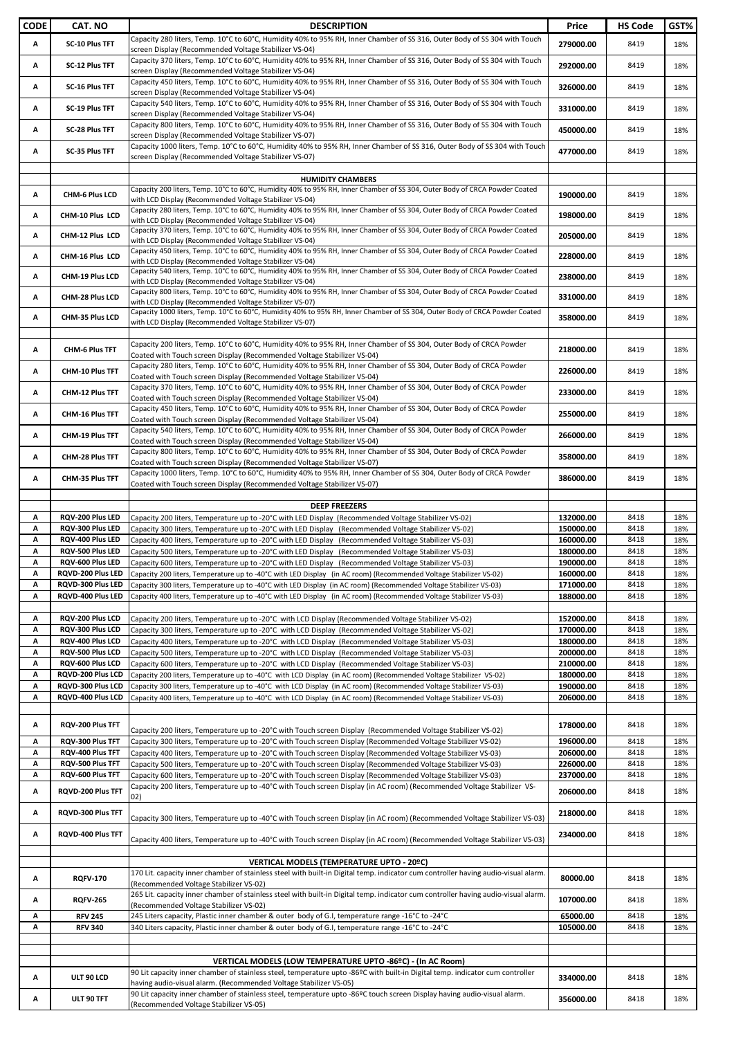| CODE | CAT. NO | DESCRIPTION | Price | HS Code | GST% |
|---|---|---|---|---|---|
| A | SC-10 Plus TFT | Capacity 280 liters, Temp. 10°C to 60°C, Humidity 40% to 95% RH, Inner Chamber of SS 316, Outer Body of SS 304 with Touch screen Display (Recommended Voltage Stabilizer VS-04) | 279000.00 | 8419 | 18% |
| A | SC-12 Plus TFT | Capacity 370 liters, Temp. 10°C to 60°C, Humidity 40% to 95% RH, Inner Chamber of SS 316, Outer Body of SS 304 with Touch screen Display (Recommended Voltage Stabilizer VS-04) | 292000.00 | 8419 | 18% |
| A | SC-16 Plus TFT | Capacity 450 liters, Temp. 10°C to 60°C, Humidity 40% to 95% RH, Inner Chamber of SS 316, Outer Body of SS 304 with Touch screen Display (Recommended Voltage Stabilizer VS-04) | 326000.00 | 8419 | 18% |
| A | SC-19 Plus TFT | Capacity 540 liters, Temp. 10°C to 60°C, Humidity 40% to 95% RH, Inner Chamber of SS 316, Outer Body of SS 304 with Touch screen Display (Recommended Voltage Stabilizer VS-04) | 331000.00 | 8419 | 18% |
| A | SC-28 Plus TFT | Capacity 800 liters, Temp. 10°C to 60°C, Humidity 40% to 95% RH, Inner Chamber of SS 316, Outer Body of SS 304 with Touch screen Display (Recommended Voltage Stabilizer VS-07) | 450000.00 | 8419 | 18% |
| A | SC-35 Plus TFT | Capacity 1000 liters, Temp. 10°C to 60°C, Humidity 40% to 95% RH, Inner Chamber of SS 316, Outer Body of SS 304 with Touch screen Display (Recommended Voltage Stabilizer VS-07) | 477000.00 | 8419 | 18% |
| | | | | | |
| | | **HUMIDITY CHAMBERS** | | | |
| A | CHM-6 Plus LCD | Capacity 200 liters, Temp. 10°C to 60°C, Humidity 40% to 95% RH, Inner Chamber of SS 304, Outer Body of CRCA Powder Coated with LCD Display (Recommended Voltage Stabilizer VS-04) | 190000.00 | 8419 | 18% |
| A | CHM-10 Plus LCD | Capacity 280 liters, Temp. 10°C to 60°C, Humidity 40% to 95% RH, Inner Chamber of SS 304, Outer Body of CRCA Powder Coated with LCD Display (Recommended Voltage Stabilizer VS-04) | 198000.00 | 8419 | 18% |
| A | CHM-12 Plus LCD | Capacity 370 liters, Temp. 10°C to 60°C, Humidity 40% to 95% RH, Inner Chamber of SS 304, Outer Body of CRCA Powder Coated with LCD Display (Recommended Voltage Stabilizer VS-04) | 205000.00 | 8419 | 18% |
| A | CHM-16 Plus LCD | Capacity 450 liters, Temp. 10°C to 60°C, Humidity 40% to 95% RH, Inner Chamber of SS 304, Outer Body of CRCA Powder Coated with LCD Display (Recommended Voltage Stabilizer VS-04) | 228000.00 | 8419 | 18% |
| A | CHM-19 Plus LCD | Capacity 540 liters, Temp. 10°C to 60°C, Humidity 40% to 95% RH, Inner Chamber of SS 304, Outer Body of CRCA Powder Coated with LCD Display (Recommended Voltage Stabilizer VS-04) | 238000.00 | 8419 | 18% |
| A | CHM-28 Plus LCD | Capacity 800 liters, Temp. 10°C to 60°C, Humidity 40% to 95% RH, Inner Chamber of SS 304, Outer Body of CRCA Powder Coated with LCD Display (Recommended Voltage Stabilizer VS-07) | 331000.00 | 8419 | 18% |
| A | CHM-35 Plus LCD | Capacity 1000 liters, Temp. 10°C to 60°C, Humidity 40% to 95% RH, Inner Chamber of SS 304, Outer Body of CRCA Powder Coated with LCD Display (Recommended Voltage Stabilizer VS-07) | 358000.00 | 8419 | 18% |
| | | | | | |
| A | CHM-6 Plus TFT | Capacity 200 liters, Temp. 10°C to 60°C, Humidity 40% to 95% RH, Inner Chamber of SS 304, Outer Body of CRCA Powder Coated with Touch screen Display (Recommended Voltage Stabilizer VS-04) | 218000.00 | 8419 | 18% |
| A | CHM-10 Plus TFT | Capacity 280 liters, Temp. 10°C to 60°C, Humidity 40% to 95% RH, Inner Chamber of SS 304, Outer Body of CRCA Powder Coated with Touch screen Display (Recommended Voltage Stabilizer VS-04) | 226000.00 | 8419 | 18% |
| A | CHM-12 Plus TFT | Capacity 370 liters, Temp. 10°C to 60°C, Humidity 40% to 95% RH, Inner Chamber of SS 304, Outer Body of CRCA Powder Coated with Touch screen Display (Recommended Voltage Stabilizer VS-04) | 233000.00 | 8419 | 18% |
| A | CHM-16 Plus TFT | Capacity 450 liters, Temp. 10°C to 60°C, Humidity 40% to 95% RH, Inner Chamber of SS 304, Outer Body of CRCA Powder Coated with Touch screen Display (Recommended Voltage Stabilizer VS-04) | 255000.00 | 8419 | 18% |
| A | CHM-19 Plus TFT | Capacity 540 liters, Temp. 10°C to 60°C, Humidity 40% to 95% RH, Inner Chamber of SS 304, Outer Body of CRCA Powder Coated with Touch screen Display (Recommended Voltage Stabilizer VS-04) | 266000.00 | 8419 | 18% |
| A | CHM-28 Plus TFT | Capacity 800 liters, Temp. 10°C to 60°C, Humidity 40% to 95% RH, Inner Chamber of SS 304, Outer Body of CRCA Powder Coated with Touch screen Display (Recommended Voltage Stabilizer VS-07) | 358000.00 | 8419 | 18% |
| A | CHM-35 Plus TFT | Capacity 1000 liters, Temp. 10°C to 60°C, Humidity 40% to 95% RH, Inner Chamber of SS 304, Outer Body of CRCA Powder Coated with Touch screen Display (Recommended Voltage Stabilizer VS-07) | 386000.00 | 8419 | 18% |
| | | | | | |
| | | **DEEP FREEZERS** | | | |
| A | RQV-200 Plus LED | Capacity 200 liters, Temperature up to -20°C with LED Display (Recommended Voltage Stabilizer VS-02) | 132000.00 | 8418 | 18% |
| A | RQV-300 Plus LED | Capacity 300 liters, Temperature up to -20°C with LED Display (Recommended Voltage Stabilizer VS-02) | 150000.00 | 8418 | 18% |
| A | RQV-400 Plus LED | Capacity 400 liters, Temperature up to -20°C with LED Display (Recommended Voltage Stabilizer VS-03) | 160000.00 | 8418 | 18% |
| A | RQV-500 Plus LED | Capacity 500 liters, Temperature up to -20°C with LED Display (Recommended Voltage Stabilizer VS-03) | 180000.00 | 8418 | 18% |
| A | RQV-600 Plus LED | Capacity 600 liters, Temperature up to -20°C with LED Display (Recommended Voltage Stabilizer VS-03) | 190000.00 | 8418 | 18% |
| A | RQVD-200 Plus LED | Capacity 200 liters, Temperature up to -40°C with LED Display (in AC room) (Recommended Voltage Stabilizer VS-02) | 160000.00 | 8418 | 18% |
| A | RQVD-300 Plus LED | Capacity 300 liters, Temperature up to -40°C with LED Display (in AC room) (Recommended Voltage Stabilizer VS-03) | 171000.00 | 8418 | 18% |
| A | RQVD-400 Plus LED | Capacity 400 liters, Temperature up to -40°C with LED Display (in AC room) (Recommended Voltage Stabilizer VS-03) | 188000.00 | 8418 | 18% |
| | | | | | |
| A | RQV-200 Plus LCD | Capacity 200 liters, Temperature up to -20°C with LCD Display (Recommended Voltage Stabilizer VS-02) | 152000.00 | 8418 | 18% |
| A | RQV-300 Plus LCD | Capacity 300 liters, Temperature up to -20°C with LCD Display (Recommended Voltage Stabilizer VS-02) | 170000.00 | 8418 | 18% |
| A | RQV-400 Plus LCD | Capacity 400 liters, Temperature up to -20°C with LCD Display (Recommended Voltage Stabilizer VS-03) | 180000.00 | 8418 | 18% |
| A | RQV-500 Plus LCD | Capacity 500 liters, Temperature up to -20°C with LCD Display (Recommended Voltage Stabilizer VS-03) | 200000.00 | 8418 | 18% |
| A | RQV-600 Plus LCD | Capacity 600 liters, Temperature up to -20°C with LCD Display (Recommended Voltage Stabilizer VS-03) | 210000.00 | 8418 | 18% |
| A | RQVD-200 Plus LCD | Capacity 200 liters, Temperature up to -40°C with LCD Display (in AC room) (Recommended Voltage Stabilizer VS-02) | 180000.00 | 8418 | 18% |
| A | RQVD-300 Plus LCD | Capacity 300 liters, Temperature up to -40°C with LCD Display (in AC room) (Recommended Voltage Stabilizer VS-03) | 190000.00 | 8418 | 18% |
| A | RQVD-400 Plus LCD | Capacity 400 liters, Temperature up to -40°C with LCD Display (in AC room) (Recommended Voltage Stabilizer VS-03) | 206000.00 | 8418 | 18% |
| | | | | | |
| A | RQV-200 Plus TFT | Capacity 200 liters, Temperature up to -20°C with Touch screen Display (Recommended Voltage Stabilizer VS-02) | 178000.00 | 8418 | 18% |
| A | RQV-300 Plus TFT | Capacity 300 liters, Temperature up to -20°C with Touch screen Display (Recommended Voltage Stabilizer VS-02) | 196000.00 | 8418 | 18% |
| A | RQV-400 Plus TFT | Capacity 400 liters, Temperature up to -20°C with Touch screen Display (Recommended Voltage Stabilizer VS-03) | 206000.00 | 8418 | 18% |
| A | RQV-500 Plus TFT | Capacity 500 liters, Temperature up to -20°C with Touch screen Display (Recommended Voltage Stabilizer VS-03) | 226000.00 | 8418 | 18% |
| A | RQV-600 Plus TFT | Capacity 600 liters, Temperature up to -20°C with Touch screen Display (Recommended Voltage Stabilizer VS-03) | 237000.00 | 8418 | 18% |
| A | RQVD-200 Plus TFT | Capacity 200 liters, Temperature up to -40°C with Touch screen Display (in AC room) (Recommended Voltage Stabilizer VS-02) | 206000.00 | 8418 | 18% |
| A | RQVD-300 Plus TFT | Capacity 300 liters, Temperature up to -40°C with Touch screen Display (in AC room) (Recommended Voltage Stabilizer VS-03) | 218000.00 | 8418 | 18% |
| A | RQVD-400 Plus TFT | Capacity 400 liters, Temperature up to -40°C with Touch screen Display (in AC room) (Recommended Voltage Stabilizer VS-03) | 234000.00 | 8418 | 18% |
| | | | | | |
| | | **VERTICAL MODELS (TEMPERATURE UPTO - 20ºC)** | | | |
| A | RQFV-170 | 170 Lit. capacity inner chamber of stainless steel with built-in Digital temp. indicator cum controller having audio-visual alarm. (Recommended Voltage Stabilizer VS-02) | 80000.00 | 8418 | 18% |
| A | RQFV-265 | 265 Lit. capacity inner chamber of stainless steel with built-in Digital temp. indicator cum controller having audio-visual alarm. (Recommended Voltage Stabilizer VS-02) | 107000.00 | 8418 | 18% |
| A | RFV 245 | 245 Liters capacity, Plastic inner chamber & outer body of G.I, temperature range -16°C to -24°C | 65000.00 | 8418 | 18% |
| A | RFV 340 | 340 Liters capacity, Plastic inner chamber & outer body of G.I, temperature range -16°C to -24°C | 105000.00 | 8418 | 18% |
| | | | | | |
| | | **VERTICAL MODELS (LOW TEMPERATURE UPTO -86ºC) - (In AC Room)** | | | |
| A | ULT 90 LCD | 90 Lit capacity inner chamber of stainless steel, temperature upto -86ºC with built-in Digital temp. indicator cum controller having audio-visual alarm. (Recommended Voltage Stabilizer VS-05) | 334000.00 | 8418 | 18% |
| A | ULT 90 TFT | 90 Lit capacity inner chamber of stainless steel, temperature upto -86ºC touch screen Display having audio-visual alarm. (Recommended Voltage Stabilizer VS-05) | 356000.00 | 8418 | 18% |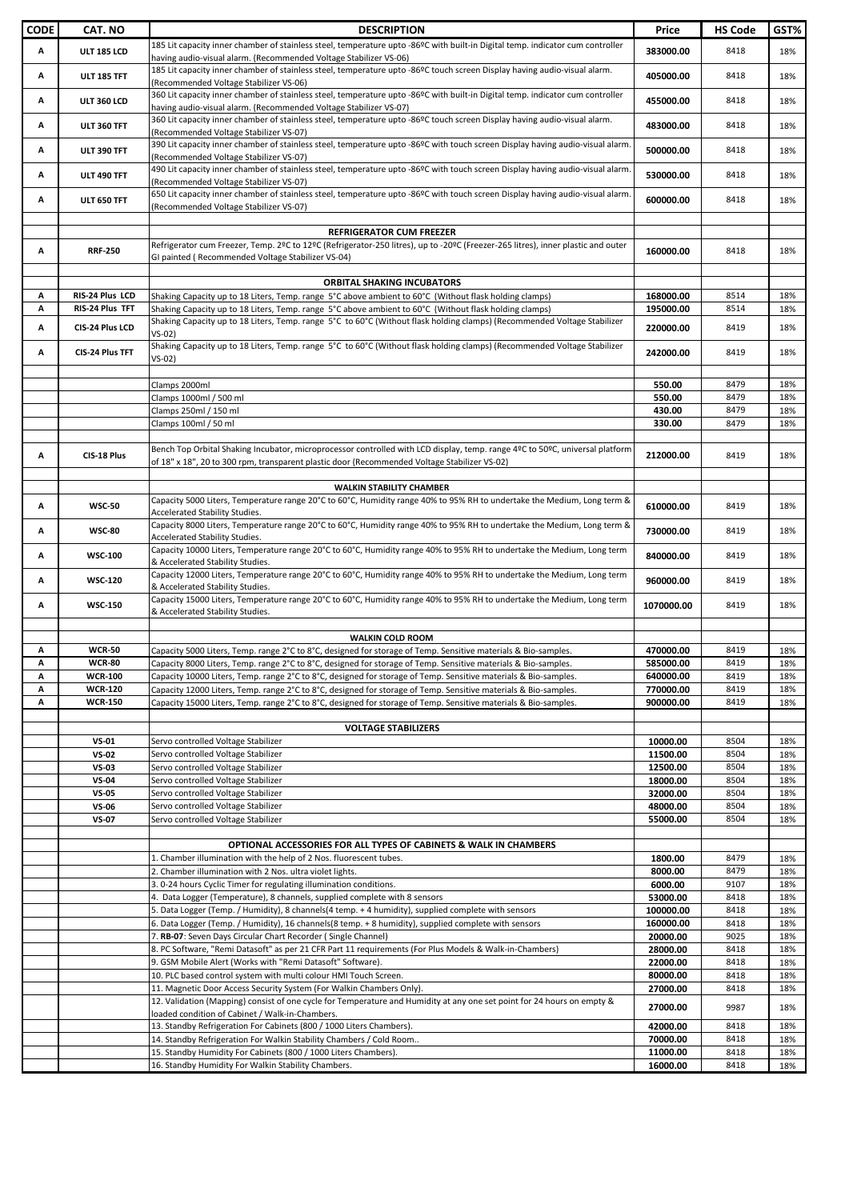| CODE | CAT. NO | DESCRIPTION | Price | HS Code | GST% |
|---|---|---|---|---|---|
| A | ULT 185 LCD | 185 Lit capacity inner chamber of stainless steel, temperature upto -86ºC with built-in Digital temp. indicator cum controller having audio-visual alarm. (Recommended Voltage Stabilizer VS-06) | 383000.00 | 8418 | 18% |
| A | ULT 185 TFT | 185 Lit capacity inner chamber of stainless steel, temperature upto -86ºC touch screen Display having audio-visual alarm. (Recommended Voltage Stabilizer VS-06) | 405000.00 | 8418 | 18% |
| A | ULT 360 LCD | 360 Lit capacity inner chamber of stainless steel, temperature upto -86ºC with built-in Digital temp. indicator cum controller having audio-visual alarm. (Recommended Voltage Stabilizer VS-07) | 455000.00 | 8418 | 18% |
| A | ULT 360 TFT | 360 Lit capacity inner chamber of stainless steel, temperature upto -86ºC touch screen Display having audio-visual alarm. (Recommended Voltage Stabilizer VS-07) | 483000.00 | 8418 | 18% |
| A | ULT 390 TFT | 390 Lit capacity inner chamber of stainless steel, temperature upto -86ºC with touch screen Display having audio-visual alarm. (Recommended Voltage Stabilizer VS-07) | 500000.00 | 8418 | 18% |
| A | ULT 490 TFT | 490 Lit capacity inner chamber of stainless steel, temperature upto -86ºC with touch screen Display having audio-visual alarm. (Recommended Voltage Stabilizer VS-07) | 530000.00 | 8418 | 18% |
| A | ULT 650 TFT | 650 Lit capacity inner chamber of stainless steel, temperature upto -86ºC with touch screen Display having audio-visual alarm. (Recommended Voltage Stabilizer VS-07) | 600000.00 | 8418 | 18% |
| | | **REFRIGERATOR CUM FREEZER** | | | |
| A | RRF-250 | Refrigerator cum Freezer, Temp. 2ºC to 12ºC (Refrigerator-250 litres), up to -20ºC (Freezer-265 litres), inner plastic and outer GI painted ( Recommended Voltage Stabilizer VS-04) | 160000.00 | 8418 | 18% |
| | | **ORBITAL SHAKING INCUBATORS** | | | |
| A | RIS-24 Plus LCD | Shaking Capacity up to 18 Liters, Temp. range 5°C above ambient to 60°C (Without flask holding clamps) | 168000.00 | 8514 | 18% |
| A | RIS-24 Plus TFT | Shaking Capacity up to 18 Liters, Temp. range 5°C above ambient to 60°C (Without flask holding clamps) | 195000.00 | 8514 | 18% |
| A | CIS-24 Plus LCD | Shaking Capacity up to 18 Liters, Temp. range 5°C to 60°C (Without flask holding clamps) (Recommended Voltage Stabilizer VS-02) | 220000.00 | 8419 | 18% |
| A | CIS-24 Plus TFT | Shaking Capacity up to 18 Liters, Temp. range 5°C to 60°C (Without flask holding clamps) (Recommended Voltage Stabilizer VS-02) | 242000.00 | 8419 | 18% |
| | | Clamps 2000ml | 550.00 | 8479 | 18% |
| | | Clamps 1000ml / 500 ml | 550.00 | 8479 | 18% |
| | | Clamps 250ml / 150 ml | 430.00 | 8479 | 18% |
| | | Clamps 100ml / 50 ml | 330.00 | 8479 | 18% |
| A | CIS-18 Plus | Bench Top Orbital Shaking Incubator, microprocessor controlled with LCD display, temp. range 4ºC to 50ºC, universal platform of 18" x 18", 20 to 300 rpm, transparent plastic door (Recommended Voltage Stabilizer VS-02) | 212000.00 | 8419 | 18% |
| | | **WALKIN STABILITY CHAMBER** | | | |
| A | WSC-50 | Capacity 5000 Liters, Temperature range 20°C to 60°C, Humidity range 40% to 95% RH to undertake the Medium, Long term & Accelerated Stability Studies. | 610000.00 | 8419 | 18% |
| A | WSC-80 | Capacity 8000 Liters, Temperature range 20°C to 60°C, Humidity range 40% to 95% RH to undertake the Medium, Long term & Accelerated Stability Studies. | 730000.00 | 8419 | 18% |
| A | WSC-100 | Capacity 10000 Liters, Temperature range 20°C to 60°C, Humidity range 40% to 95% RH to undertake the Medium, Long term & Accelerated Stability Studies. | 840000.00 | 8419 | 18% |
| A | WSC-120 | Capacity 12000 Liters, Temperature range 20°C to 60°C, Humidity range 40% to 95% RH to undertake the Medium, Long term & Accelerated Stability Studies. | 960000.00 | 8419 | 18% |
| A | WSC-150 | Capacity 15000 Liters, Temperature range 20°C to 60°C, Humidity range 40% to 95% RH to undertake the Medium, Long term & Accelerated Stability Studies. | 1070000.00 | 8419 | 18% |
| | | **WALKIN COLD ROOM** | | | |
| A | WCR-50 | Capacity 5000 Liters, Temp. range 2°C to 8°C, designed for storage of Temp. Sensitive materials & Bio-samples. | 470000.00 | 8419 | 18% |
| A | WCR-80 | Capacity 8000 Liters, Temp. range 2°C to 8°C, designed for storage of Temp. Sensitive materials & Bio-samples. | 585000.00 | 8419 | 18% |
| A | WCR-100 | Capacity 10000 Liters, Temp. range 2°C to 8°C, designed for storage of Temp. Sensitive materials & Bio-samples. | 640000.00 | 8419 | 18% |
| A | WCR-120 | Capacity 12000 Liters, Temp. range 2°C to 8°C, designed for storage of Temp. Sensitive materials & Bio-samples. | 770000.00 | 8419 | 18% |
| A | WCR-150 | Capacity 15000 Liters, Temp. range 2°C to 8°C, designed for storage of Temp. Sensitive materials & Bio-samples. | 900000.00 | 8419 | 18% |
| | | **VOLTAGE STABILIZERS** | | | |
| | VS-01 | Servo controlled Voltage Stabilizer | 10000.00 | 8504 | 18% |
| | VS-02 | Servo controlled Voltage Stabilizer | 11500.00 | 8504 | 18% |
| | VS-03 | Servo controlled Voltage Stabilizer | 12500.00 | 8504 | 18% |
| | VS-04 | Servo controlled Voltage Stabilizer | 18000.00 | 8504 | 18% |
| | VS-05 | Servo controlled Voltage Stabilizer | 32000.00 | 8504 | 18% |
| | VS-06 | Servo controlled Voltage Stabilizer | 48000.00 | 8504 | 18% |
| | VS-07 | Servo controlled Voltage Stabilizer | 55000.00 | 8504 | 18% |
| | | **OPTIONAL ACCESSORIES FOR ALL TYPES OF CABINETS & WALK IN CHAMBERS** | | | |
| | | 1. Chamber illumination with the help of 2 Nos. fluorescent tubes. | 1800.00 | 8479 | 18% |
| | | 2. Chamber illumination with 2 Nos. ultra violet lights. | 8000.00 | 8479 | 18% |
| | | 3. 0-24 hours Cyclic Timer for regulating illumination conditions. | 6000.00 | 9107 | 18% |
| | | 4. Data Logger (Temperature), 8 channels, supplied complete with 8 sensors | 53000.00 | 8418 | 18% |
| | | 5. Data Logger (Temp. / Humidity), 8 channels(4 temp. + 4 humidity), supplied complete with sensors | 100000.00 | 8418 | 18% |
| | | 6. Data Logger (Temp. / Humidity), 16 channels(8 temp. + 8 humidity), supplied complete with sensors | 160000.00 | 8418 | 18% |
| | | 7. **RB-07**: Seven Days Circular Chart Recorder ( Single Channel) | 20000.00 | 9025 | 18% |
| | | 8. PC Software, "Remi Datasoft" as per 21 CFR Part 11 requirements (For Plus Models & Walk-in-Chambers) | 28000.00 | 8418 | 18% |
| | | 9. GSM Mobile Alert (Works with "Remi Datasoft" Software). | 22000.00 | 8418 | 18% |
| | | 10. PLC based control system with multi colour HMI Touch Screen. | 80000.00 | 8418 | 18% |
| | | 11. Magnetic Door Access Security System (For Walkin Chambers Only). | 27000.00 | 8418 | 18% |
| | | 12. Validation (Mapping) consist of one cycle for Temperature and Humidity at any one set point for 24 hours on empty & loaded condition of Cabinet / Walk-in-Chambers. | 27000.00 | 9987 | 18% |
| | | 13. Standby Refrigeration For Cabinets (800 / 1000 Liters Chambers). | 42000.00 | 8418 | 18% |
| | | 14. Standby Refrigeration For Walkin Stability Chambers / Cold Room.. | 70000.00 | 8418 | 18% |
| | | 15. Standby Humidity For Cabinets (800 / 1000 Liters Chambers). | 11000.00 | 8418 | 18% |
| | | 16. Standby Humidity For Walkin Stability Chambers. | 16000.00 | 8418 | 18% |